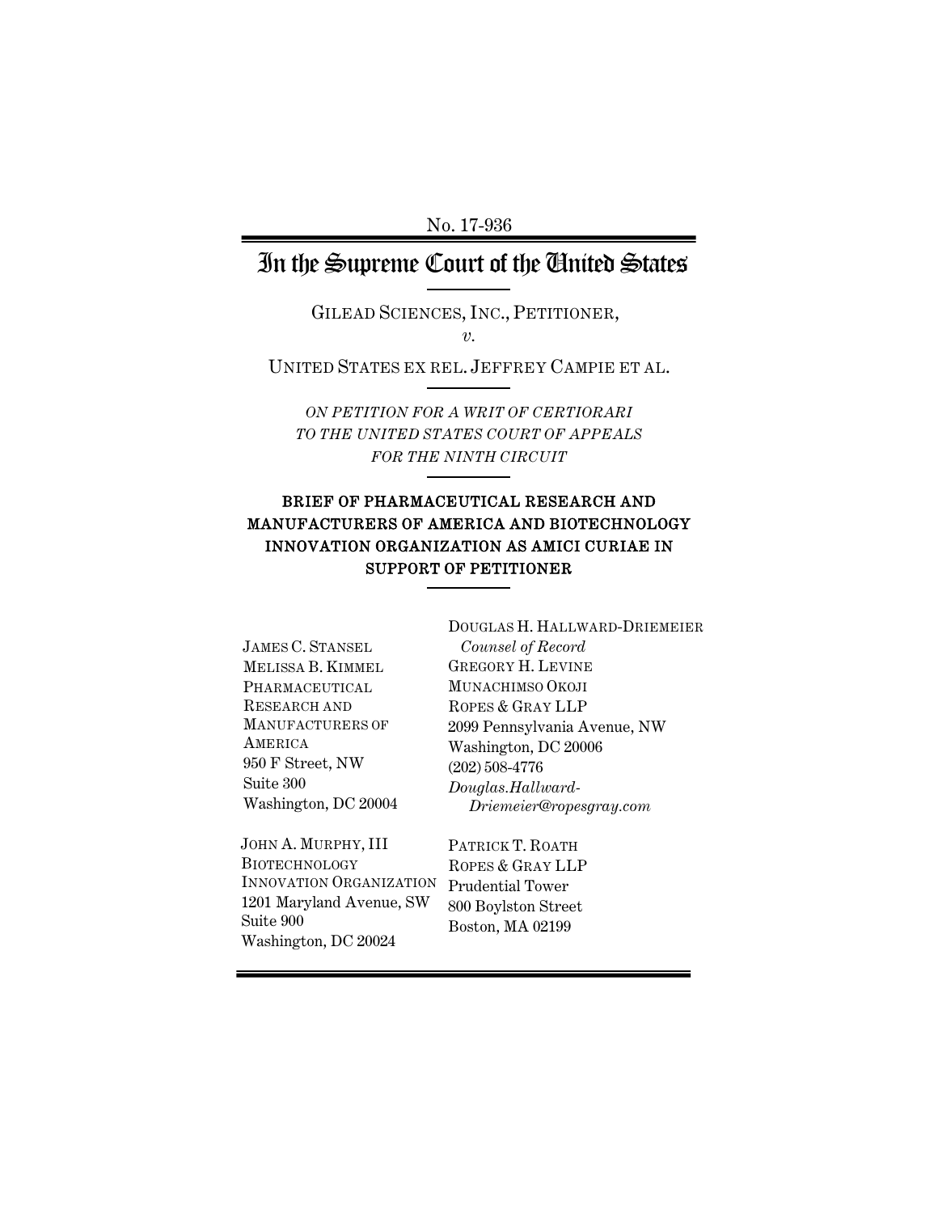No. 17-936

# In the Supreme Court of the United States

GILEAD SCIENCES, INC., PETITIONER,

*v.*

UNITED STATES EX REL. JEFFREY CAMPIE ET AL.

*ON PETITION FOR A WRIT OF CERTIORARI TO THE UNITED STATES COURT OF APPEALS FOR THE NINTH CIRCUIT*

## BRIEF OF PHARMACEUTICAL RESEARCH AND MANUFACTURERS OF AMERICA AND BIOTECHNOLOGY INNOVATION ORGANIZATION AS AMICI CURIAE IN SUPPORT OF PETITIONER

JAMES C. STANSEL
MELISSA B. KIMMEL
PHARMACEUTICAL RESEARCH AND MANUFACTURERS OF AMERICA
950 F Street, NW
Suite 300
Washington, DC 20004

JOHN A. MURPHY, III
BIOTECHNOLOGY INNOVATION ORGANIZATION
1201 Maryland Avenue, SW
Suite 900
Washington, DC 20024

DOUGLAS H. HALLWARD-DRIEMEIER
*Counsel of Record*
GREGORY H. LEVINE
MUNACHIMSO OKOJI
ROPES & GRAY LLP
2099 Pennsylvania Avenue, NW
Washington, DC 20006
(202) 508-4776
*Douglas.Hallward-Driemeier@ropesgray.com*

PATRICK T. ROATH
ROPES & GRAY LLP
Prudential Tower
800 Boylston Street
Boston, MA 02199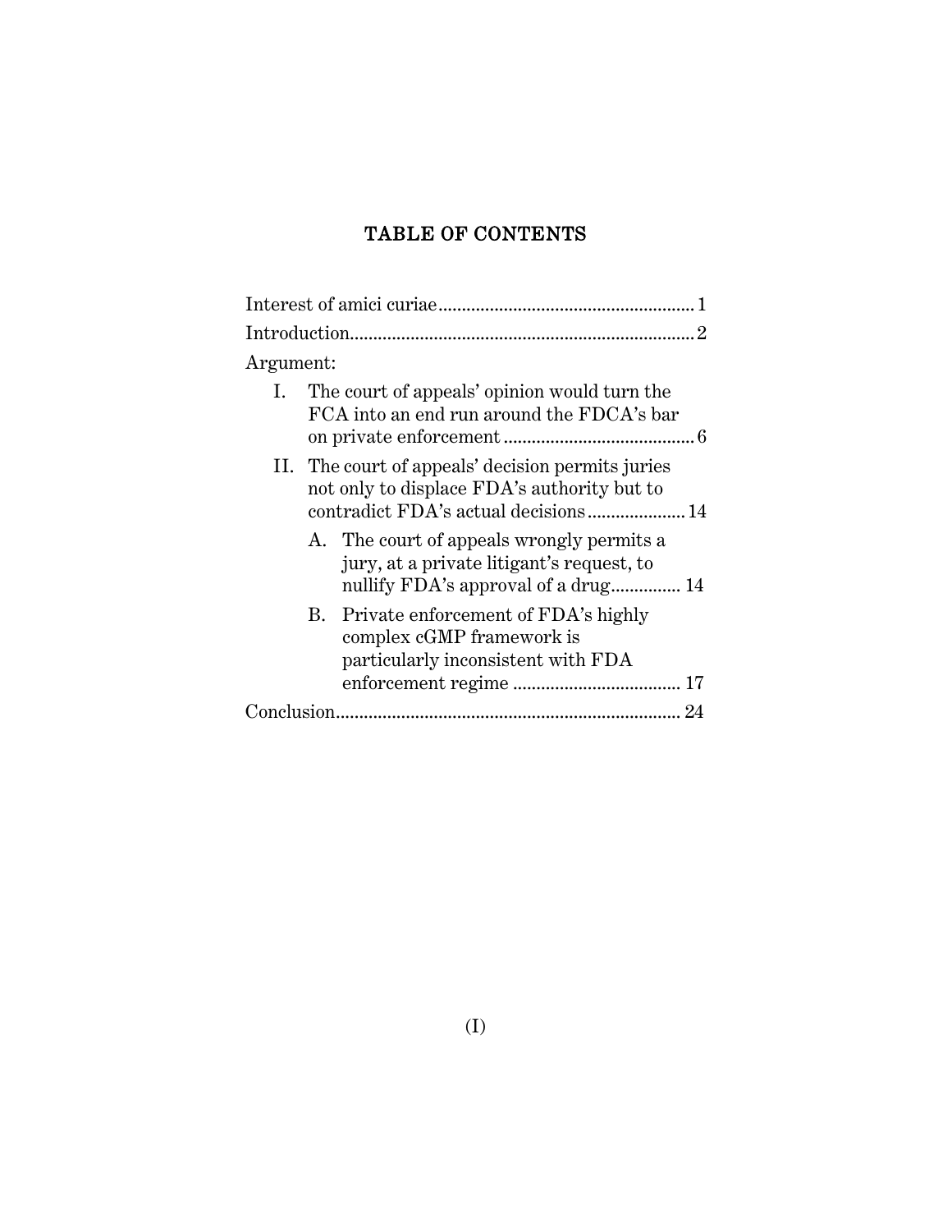# TABLE OF CONTENTS

Interest of amici curiae ........................................................ 1

Introduction ........................................................................ 2

Argument:

- I. The court of appeals' opinion would turn the FCA into an end run around the FDCA's bar on private enforcement ........................................ 6
- II. The court of appeals' decision permits juries not only to displace FDA's authority but to contradict FDA's actual decisions ..................... 14
  - A. The court of appeals wrongly permits a jury, at a private litigant's request, to nullify FDA's approval of a drug ............... 14
  - B. Private enforcement of FDA's highly complex cGMP framework is particularly inconsistent with FDA enforcement regime .................................... 17

Conclusion ......................................................................... 24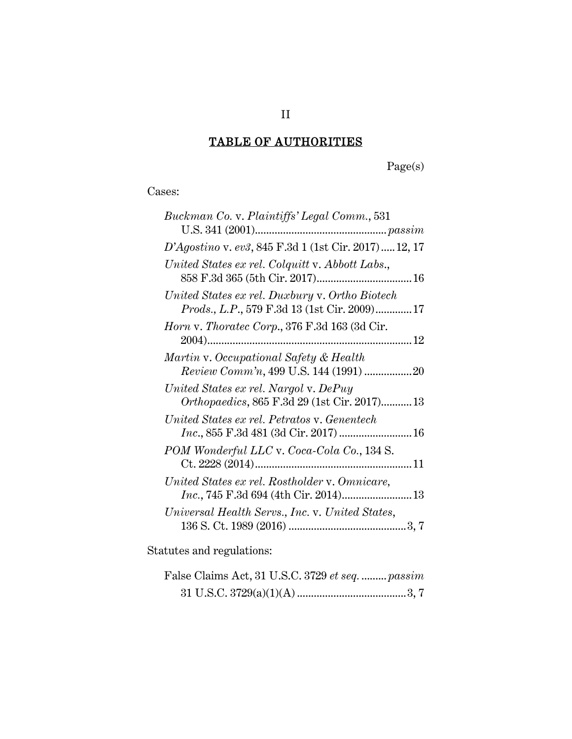# TABLE OF AUTHORITIES

Page(s)

Cases:

*Buckman Co.* v. *Plaintiffs' Legal Comm.*, 531 U.S. 341 (2001) .......... *passim*

*D'Agostino* v. *ev3*, 845 F.3d 1 (1st Cir. 2017) .......... 12, 17

*United States ex rel. Colquitt* v. *Abbott Labs.*, 858 F.3d 365 (5th Cir. 2017) .......... 16

*United States ex rel. Duxbury* v. *Ortho Biotech Prods., L.P.*, 579 F.3d 13 (1st Cir. 2009) .......... 17

*Horn* v. *Thoratec Corp.*, 376 F.3d 163 (3d Cir. 2004) .......... 12

*Martin* v. *Occupational Safety & Health Review Comm'n*, 499 U.S. 144 (1991) .......... 20

*United States ex rel. Nargol* v. *DePuy Orthopaedics*, 865 F.3d 29 (1st Cir. 2017) .......... 13

*United States ex rel. Petratos* v. *Genentech Inc.*, 855 F.3d 481 (3d Cir. 2017) .......... 16

*POM Wonderful LLC* v. *Coca-Cola Co.*, 134 S. Ct. 2228 (2014) .......... 11

*United States ex rel. Rostholder* v. *Omnicare, Inc.*, 745 F.3d 694 (4th Cir. 2014) .......... 13

*Universal Health Servs., Inc.* v. *United States*, 136 S. Ct. 1989 (2016) .......... 3, 7

Statutes and regulations:

False Claims Act, 31 U.S.C. 3729 *et seq.* .......... *passim*

31 U.S.C. 3729(a)(1)(A) .......... 3, 7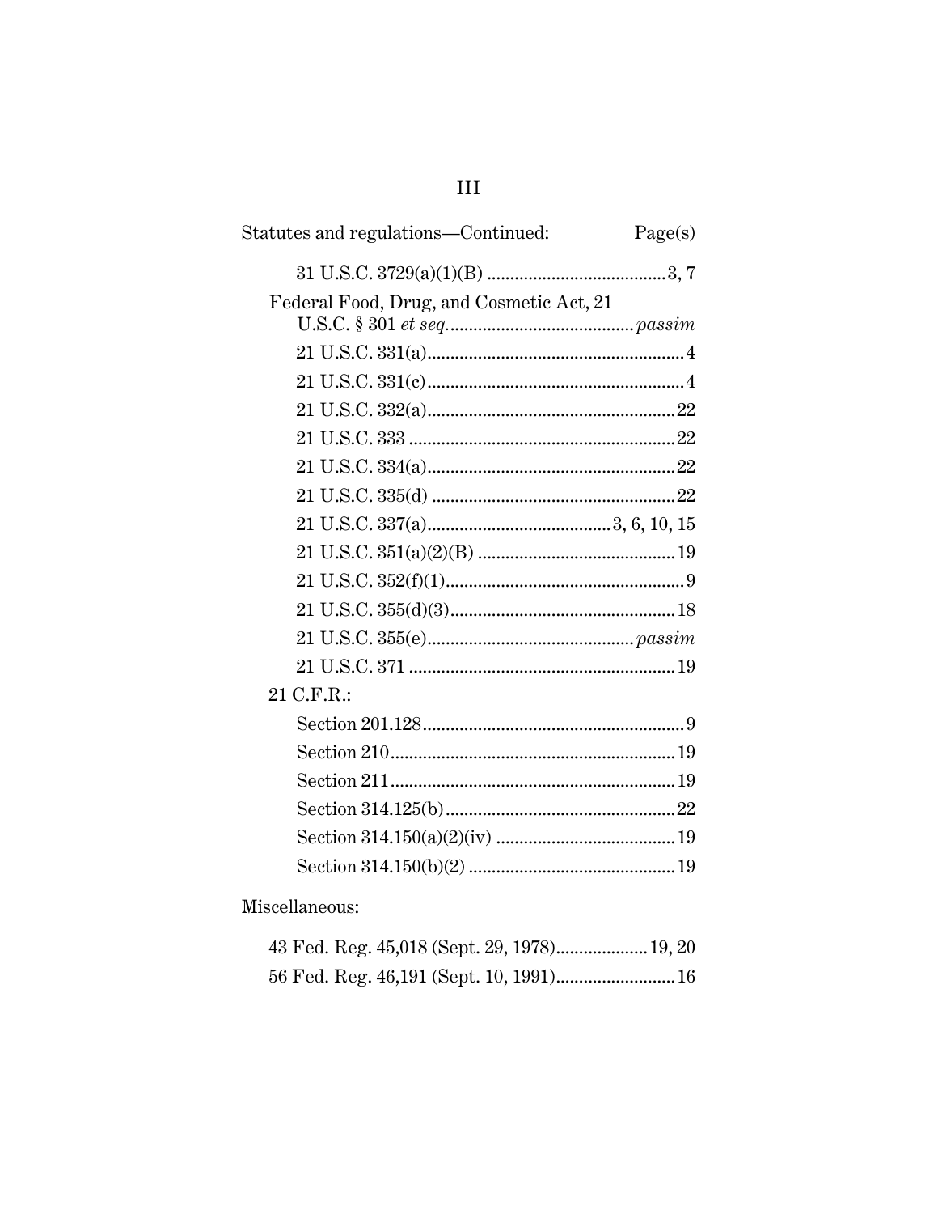Statutes and regulations—Continued: Page(s)

- 31 U.S.C. 3729(a)(1)(B) .......................................3, 7
- Federal Food, Drug, and Cosmetic Act, 21 U.S.C. § 301 *et seq.*......................................... *passim*
  - 21 U.S.C. 331(a).......................................................4
  - 21 U.S.C. 331(c).......................................................4
  - 21 U.S.C. 332(a).....................................................22
  - 21 U.S.C. 333 .........................................................22
  - 21 U.S.C. 334(a).....................................................22
  - 21 U.S.C. 335(d) ....................................................22
  - 21 U.S.C. 337(a)........................................3, 6, 10, 15
  - 21 U.S.C. 351(a)(2)(B) ..........................................19
  - 21 U.S.C. 352(f)(1)...................................................9
  - 21 U.S.C. 355(d)(3)................................................18
  - 21 U.S.C. 355(e)............................................ *passim*
  - 21 U.S.C. 371 .........................................................19
- 21 C.F.R.:
  - Section 201.128........................................................9
  - Section 210.............................................................19
  - Section 211.............................................................19
  - Section 314.125(b)..................................................22
  - Section 314.150(a)(2)(iv) .......................................19
  - Section 314.150(b)(2) .............................................19

Miscellaneous:

- 43 Fed. Reg. 45,018 (Sept. 29, 1978)....................19, 20
- 56 Fed. Reg. 46,191 (Sept. 10, 1991)..........................16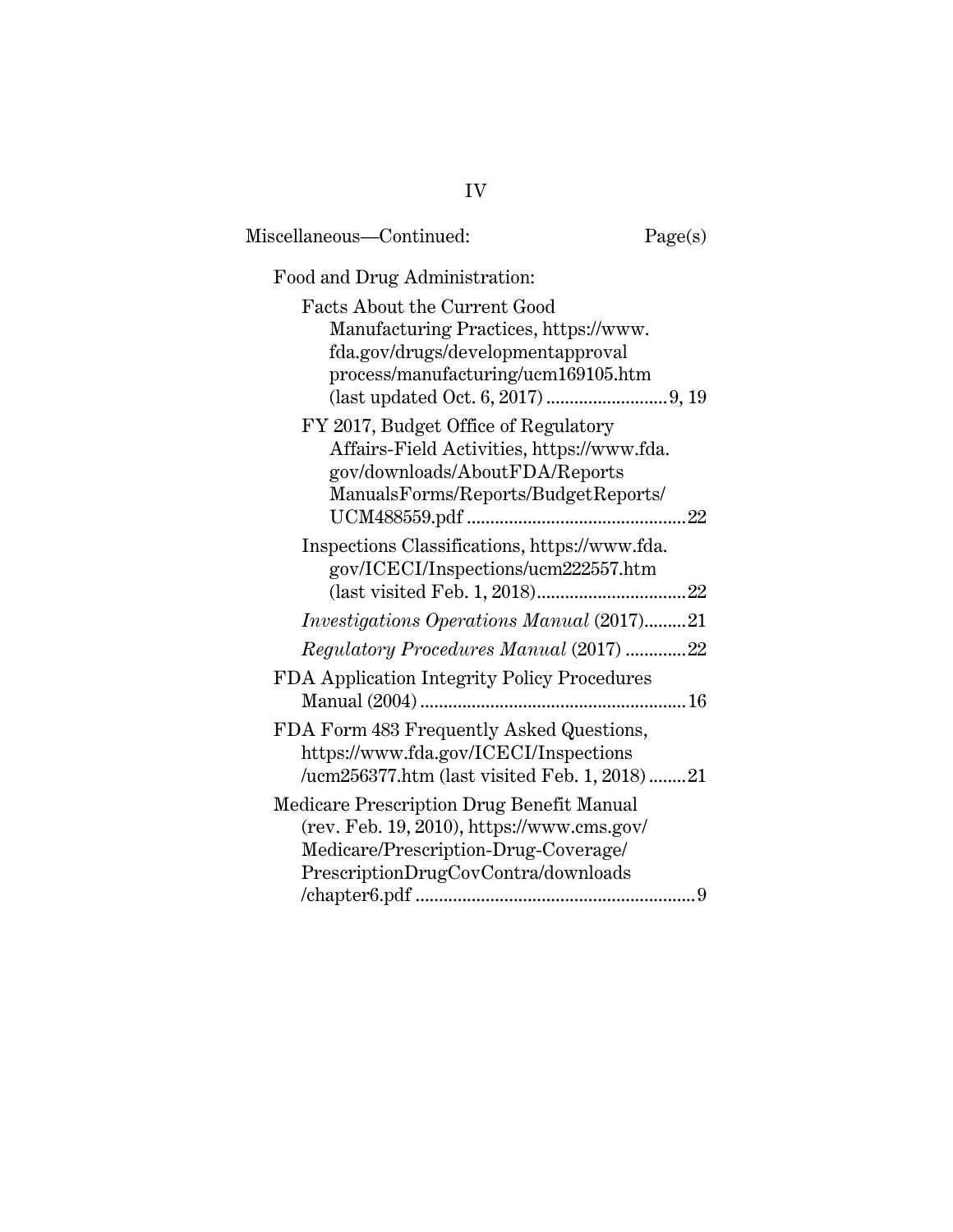Miscellaneous—Continued: Page(s)

Food and Drug Administration:

Facts About the Current Good Manufacturing Practices, https://www.fda.gov/drugs/developmentapprovalprocess/manufacturing/ucm169105.htm (last updated Oct. 6, 2017) .......................... 9, 19

FY 2017, Budget Office of Regulatory Affairs-Field Activities, https://www.fda.gov/downloads/AboutFDA/ReportsManualsForms/Reports/BudgetReports/UCM488559.pdf .............................................. 22

Inspections Classifications, https://www.fda.gov/ICECI/Inspections/ucm222557.htm (last visited Feb. 1, 2018)................................ 22

*Investigations Operations Manual* (2017)......... 21

*Regulatory Procedures Manual* (2017) ............. 22

FDA Application Integrity Policy Procedures Manual (2004) ......................................................... 16

FDA Form 483 Frequently Asked Questions, https://www.fda.gov/ICECI/Inspections/ucm256377.htm (last visited Feb. 1, 2018) ........ 21

Medicare Prescription Drug Benefit Manual (rev. Feb. 19, 2010), https://www.cms.gov/Medicare/Prescription-Drug-Coverage/PrescriptionDrugCovContra/downloads/chapter6.pdf ........................................................... 9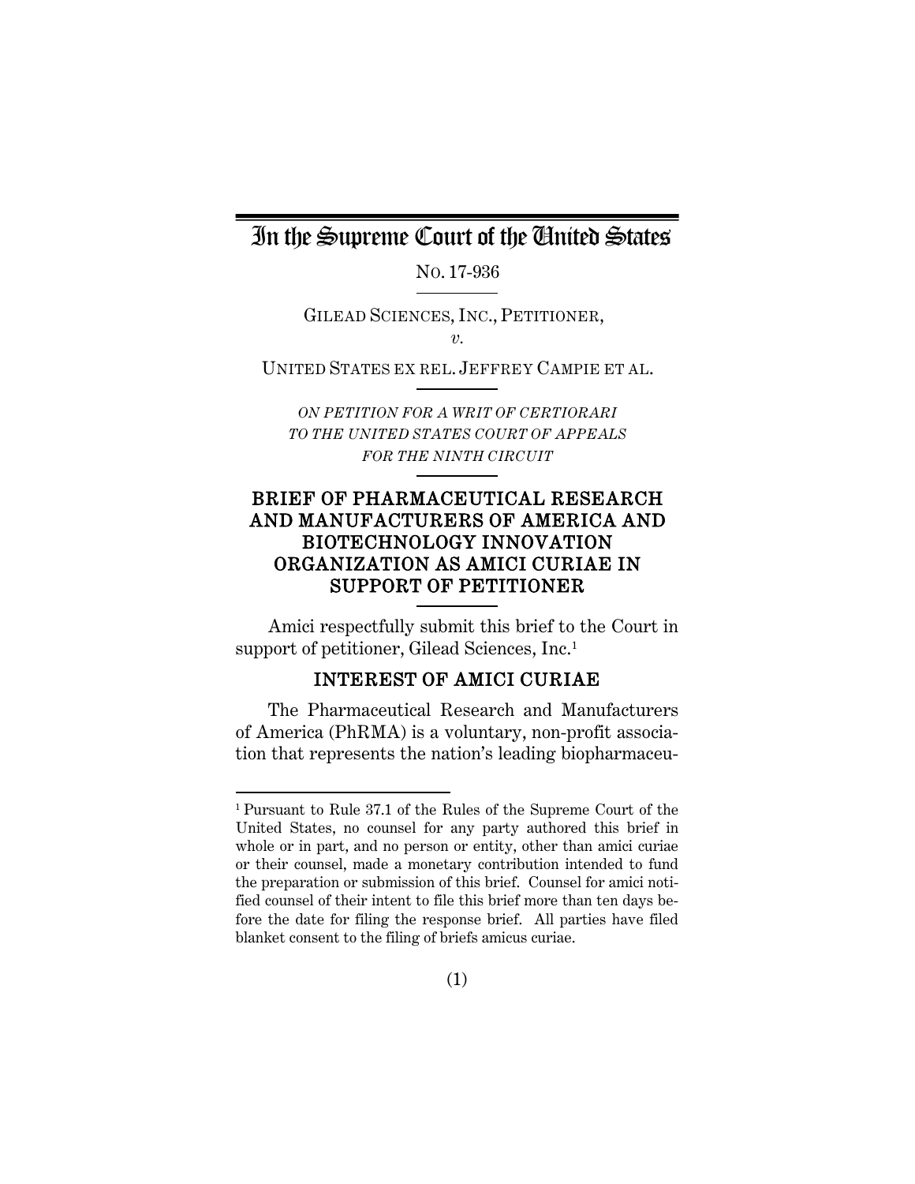# In the Supreme Court of the United States

No. 17-936

GILEAD SCIENCES, INC., PETITIONER,

*v.*

UNITED STATES EX REL. JEFFREY CAMPIE ET AL.

*ON PETITION FOR A WRIT OF CERTIORARI TO THE UNITED STATES COURT OF APPEALS FOR THE NINTH CIRCUIT*

## BRIEF OF PHARMACEUTICAL RESEARCH AND MANUFACTURERS OF AMERICA AND BIOTECHNOLOGY INNOVATION ORGANIZATION AS AMICI CURIAE IN SUPPORT OF PETITIONER

Amici respectfully submit this brief to the Court in support of petitioner, Gilead Sciences, Inc.[1]

## INTEREST OF AMICI CURIAE

The Pharmaceutical Research and Manufacturers of America (PhRMA) is a voluntary, non-profit association that represents the nation's leading biopharmaceu-

[1] Pursuant to Rule 37.1 of the Rules of the Supreme Court of the United States, no counsel for any party authored this brief in whole or in part, and no person or entity, other than amici curiae or their counsel, made a monetary contribution intended to fund the preparation or submission of this brief. Counsel for amici notified counsel of their intent to file this brief more than ten days before the date for filing the response brief. All parties have filed blanket consent to the filing of briefs amicus curiae.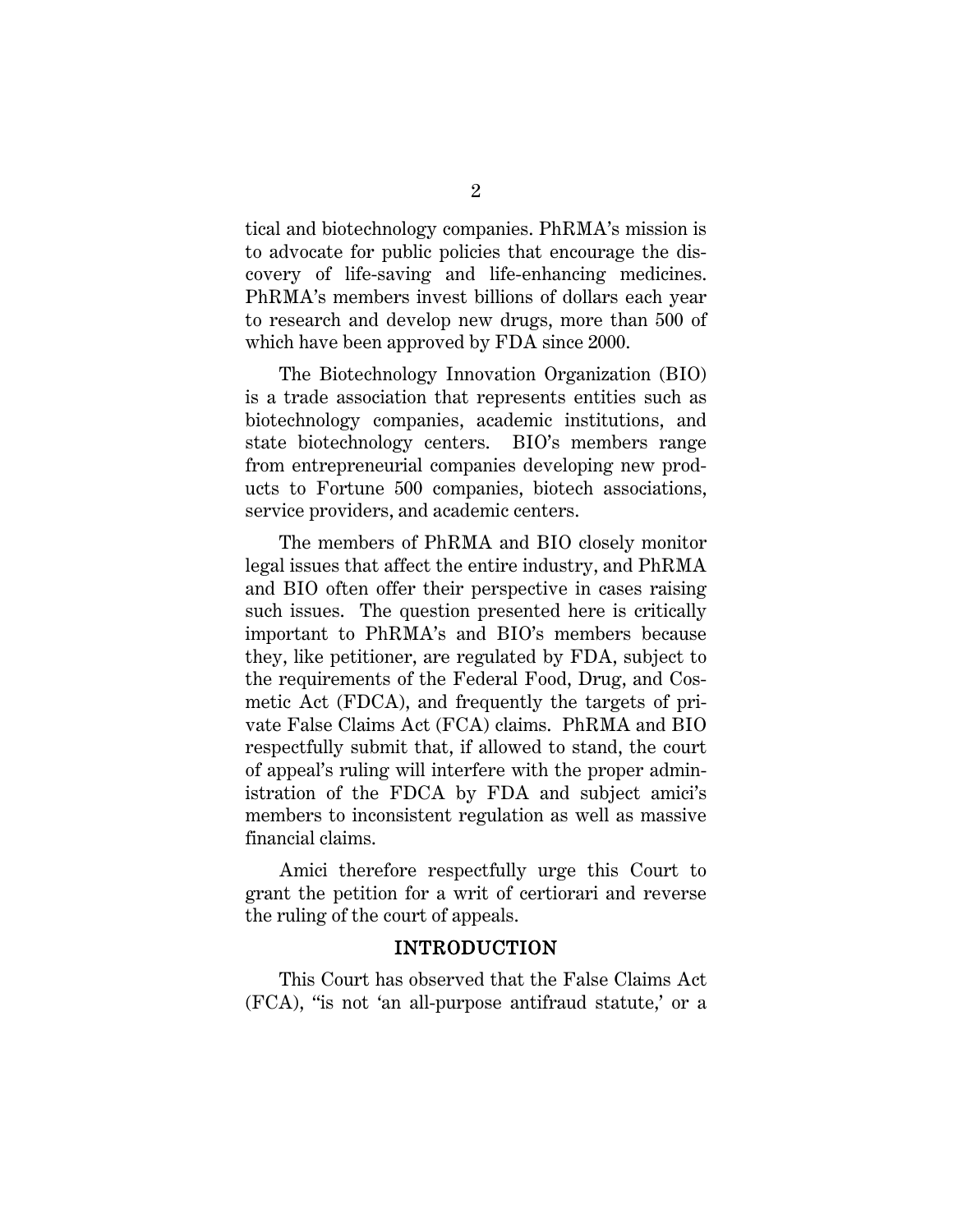tical and biotechnology companies. PhRMA's mission is to advocate for public policies that encourage the discovery of life-saving and life-enhancing medicines. PhRMA's members invest billions of dollars each year to research and develop new drugs, more than 500 of which have been approved by FDA since 2000.

The Biotechnology Innovation Organization (BIO) is a trade association that represents entities such as biotechnology companies, academic institutions, and state biotechnology centers. BIO's members range from entrepreneurial companies developing new products to Fortune 500 companies, biotech associations, service providers, and academic centers.

The members of PhRMA and BIO closely monitor legal issues that affect the entire industry, and PhRMA and BIO often offer their perspective in cases raising such issues. The question presented here is critically important to PhRMA's and BIO's members because they, like petitioner, are regulated by FDA, subject to the requirements of the Federal Food, Drug, and Cosmetic Act (FDCA), and frequently the targets of private False Claims Act (FCA) claims. PhRMA and BIO respectfully submit that, if allowed to stand, the court of appeal's ruling will interfere with the proper administration of the FDCA by FDA and subject amici's members to inconsistent regulation as well as massive financial claims.

Amici therefore respectfully urge this Court to grant the petition for a writ of certiorari and reverse the ruling of the court of appeals.

## INTRODUCTION

This Court has observed that the False Claims Act (FCA), "is not 'an all-purpose antifraud statute,' or a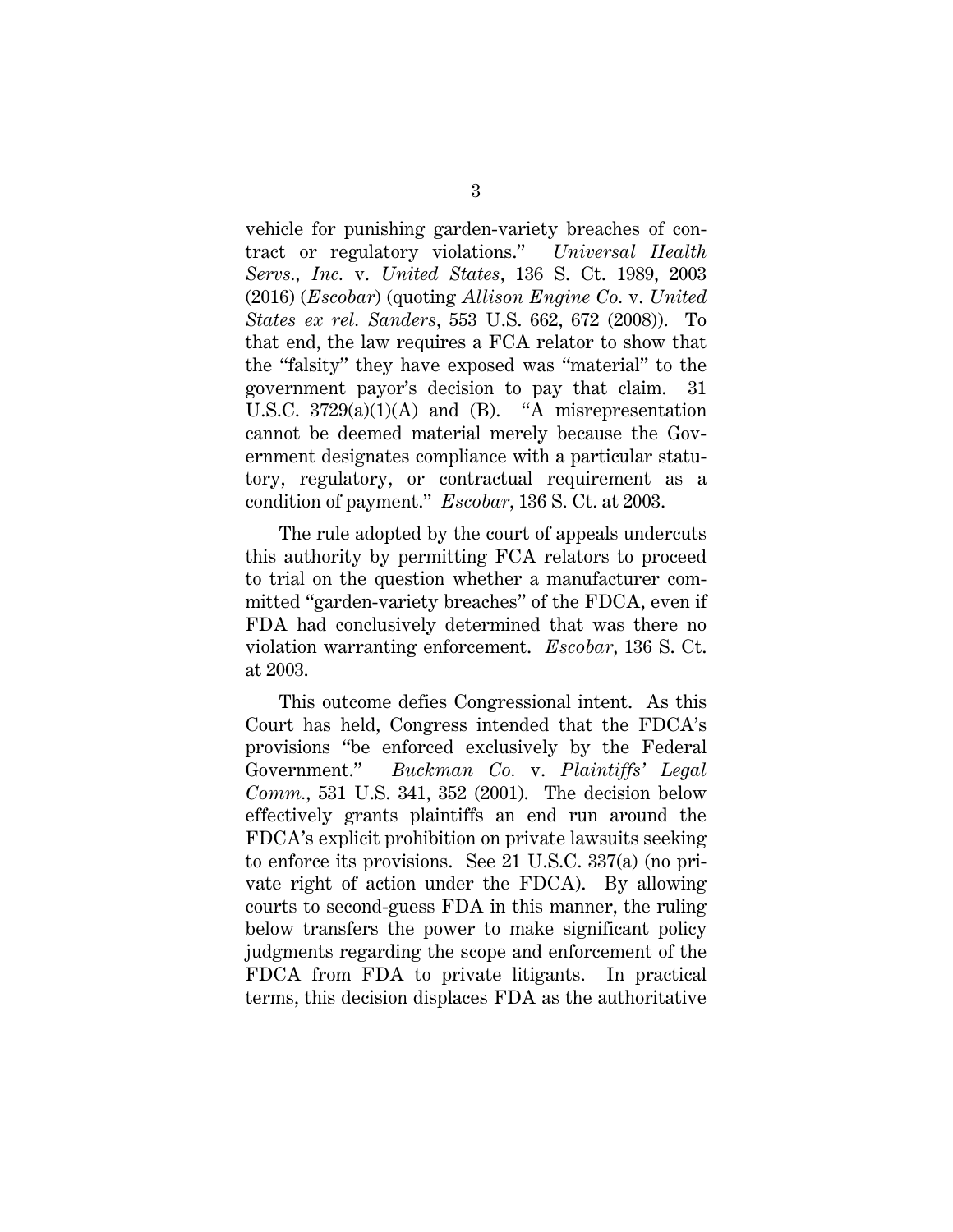vehicle for punishing garden-variety breaches of contract or regulatory violations." *Universal Health Servs., Inc.* v. *United States*, 136 S. Ct. 1989, 2003 (2016) (*Escobar*) (quoting *Allison Engine Co.* v. *United States ex rel. Sanders*, 553 U.S. 662, 672 (2008)). To that end, the law requires a FCA relator to show that the "falsity" they have exposed was "material" to the government payor's decision to pay that claim. 31 U.S.C. 3729(a)(1)(A) and (B). "A misrepresentation cannot be deemed material merely because the Government designates compliance with a particular statutory, regulatory, or contractual requirement as a condition of payment." *Escobar*, 136 S. Ct. at 2003.

The rule adopted by the court of appeals undercuts this authority by permitting FCA relators to proceed to trial on the question whether a manufacturer committed "garden-variety breaches" of the FDCA, even if FDA had conclusively determined that was there no violation warranting enforcement. *Escobar*, 136 S. Ct. at 2003.

This outcome defies Congressional intent. As this Court has held, Congress intended that the FDCA's provisions "be enforced exclusively by the Federal Government." *Buckman Co.* v. *Plaintiffs' Legal Comm.*, 531 U.S. 341, 352 (2001). The decision below effectively grants plaintiffs an end run around the FDCA's explicit prohibition on private lawsuits seeking to enforce its provisions. See 21 U.S.C. 337(a) (no private right of action under the FDCA). By allowing courts to second-guess FDA in this manner, the ruling below transfers the power to make significant policy judgments regarding the scope and enforcement of the FDCA from FDA to private litigants. In practical terms, this decision displaces FDA as the authoritative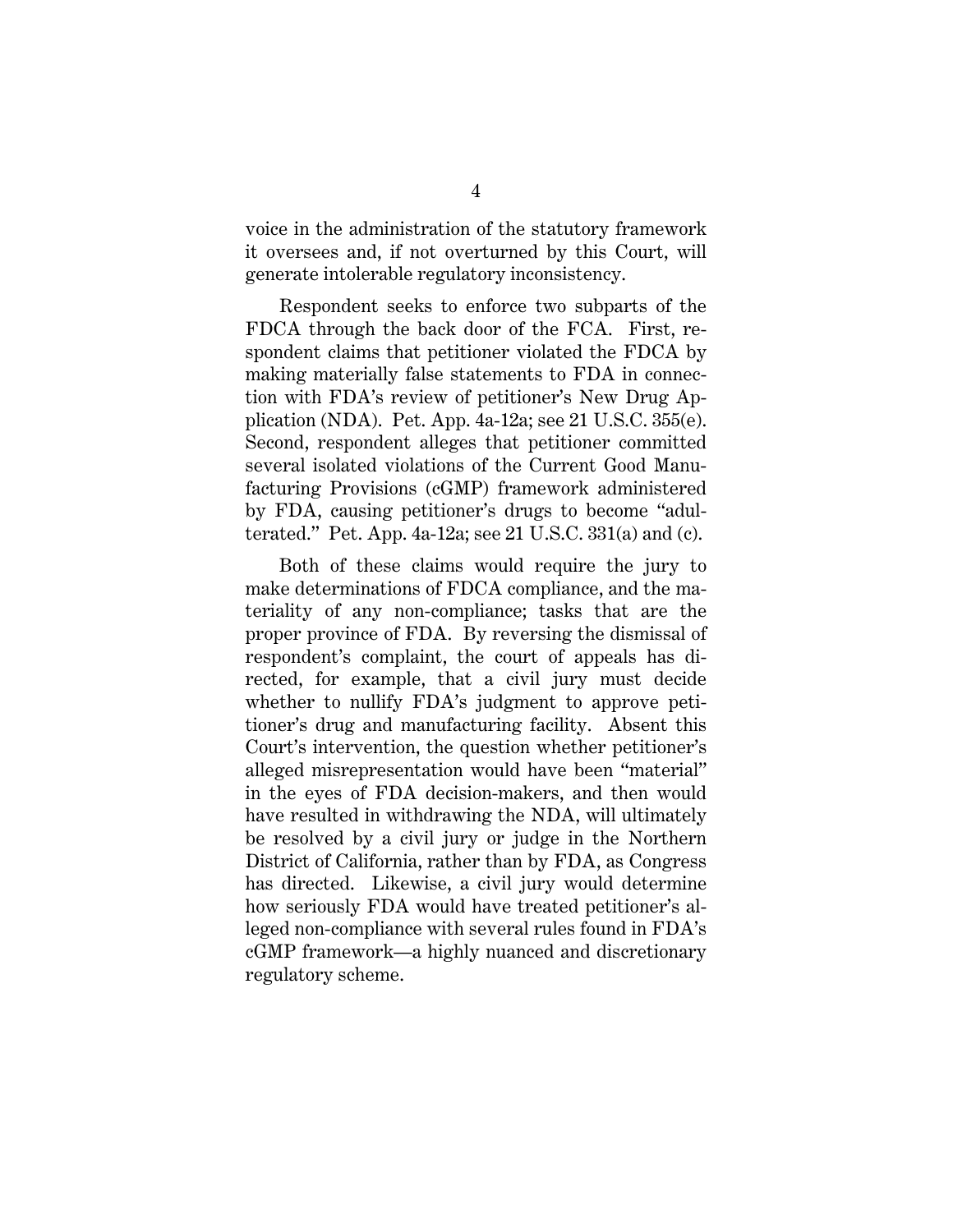voice in the administration of the statutory framework it oversees and, if not overturned by this Court, will generate intolerable regulatory inconsistency.

Respondent seeks to enforce two subparts of the FDCA through the back door of the FCA. First, respondent claims that petitioner violated the FDCA by making materially false statements to FDA in connection with FDA's review of petitioner's New Drug Application (NDA). Pet. App. 4a-12a; see 21 U.S.C. 355(e). Second, respondent alleges that petitioner committed several isolated violations of the Current Good Manufacturing Provisions (cGMP) framework administered by FDA, causing petitioner's drugs to become "adulterated." Pet. App. 4a-12a; see 21 U.S.C. 331(a) and (c).

Both of these claims would require the jury to make determinations of FDCA compliance, and the materiality of any non-compliance; tasks that are the proper province of FDA. By reversing the dismissal of respondent's complaint, the court of appeals has directed, for example, that a civil jury must decide whether to nullify FDA's judgment to approve petitioner's drug and manufacturing facility. Absent this Court's intervention, the question whether petitioner's alleged misrepresentation would have been "material" in the eyes of FDA decision-makers, and then would have resulted in withdrawing the NDA, will ultimately be resolved by a civil jury or judge in the Northern District of California, rather than by FDA, as Congress has directed. Likewise, a civil jury would determine how seriously FDA would have treated petitioner's alleged non-compliance with several rules found in FDA's cGMP framework—a highly nuanced and discretionary regulatory scheme.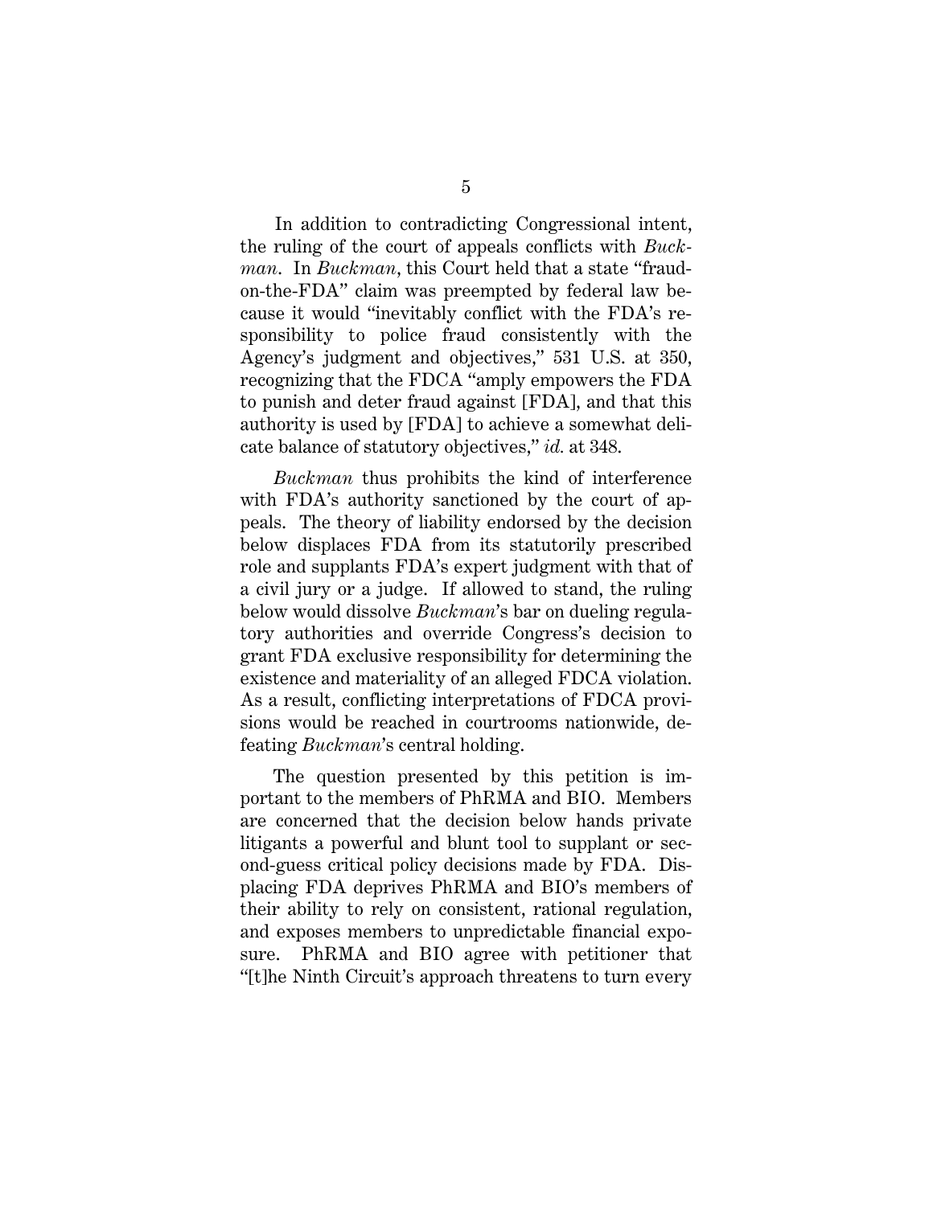In addition to contradicting Congressional intent, the ruling of the court of appeals conflicts with *Buckman*. In *Buckman*, this Court held that a state "fraud-on-the-FDA" claim was preempted by federal law because it would "inevitably conflict with the FDA's responsibility to police fraud consistently with the Agency's judgment and objectives," 531 U.S. at 350, recognizing that the FDCA "amply empowers the FDA to punish and deter fraud against [FDA], and that this authority is used by [FDA] to achieve a somewhat delicate balance of statutory objectives," *id.* at 348.

*Buckman* thus prohibits the kind of interference with FDA's authority sanctioned by the court of appeals. The theory of liability endorsed by the decision below displaces FDA from its statutorily prescribed role and supplants FDA's expert judgment with that of a civil jury or a judge. If allowed to stand, the ruling below would dissolve *Buckman*'s bar on dueling regulatory authorities and override Congress's decision to grant FDA exclusive responsibility for determining the existence and materiality of an alleged FDCA violation. As a result, conflicting interpretations of FDCA provisions would be reached in courtrooms nationwide, defeating *Buckman*'s central holding.

The question presented by this petition is important to the members of PhRMA and BIO. Members are concerned that the decision below hands private litigants a powerful and blunt tool to supplant or second-guess critical policy decisions made by FDA. Displacing FDA deprives PhRMA and BIO's members of their ability to rely on consistent, rational regulation, and exposes members to unpredictable financial exposure. PhRMA and BIO agree with petitioner that "[t]he Ninth Circuit's approach threatens to turn every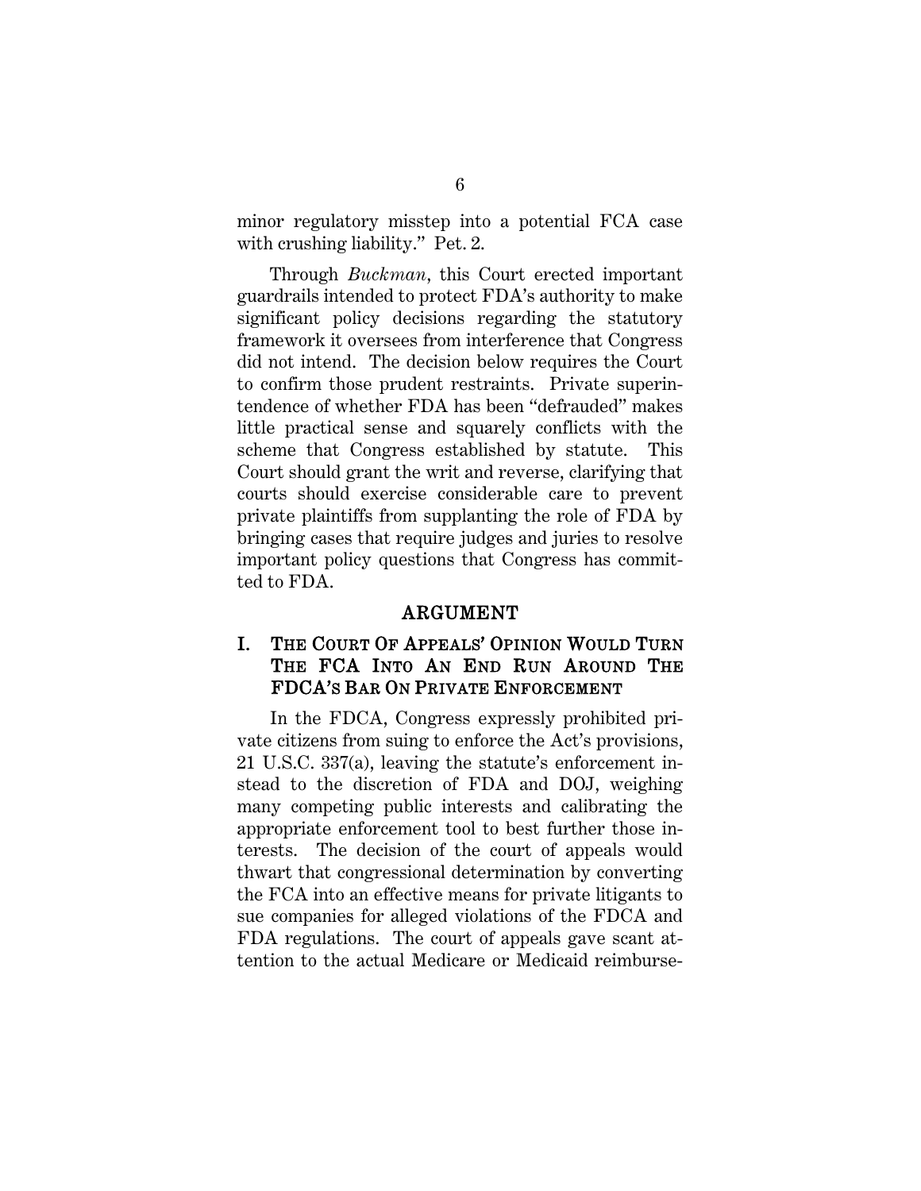minor regulatory misstep into a potential FCA case with crushing liability." Pet. 2.

Through *Buckman*, this Court erected important guardrails intended to protect FDA's authority to make significant policy decisions regarding the statutory framework it oversees from interference that Congress did not intend. The decision below requires the Court to confirm those prudent restraints. Private superintendence of whether FDA has been "defrauded" makes little practical sense and squarely conflicts with the scheme that Congress established by statute. This Court should grant the writ and reverse, clarifying that courts should exercise considerable care to prevent private plaintiffs from supplanting the role of FDA by bringing cases that require judges and juries to resolve important policy questions that Congress has committed to FDA.

## ARGUMENT

### I. THE COURT OF APPEALS' OPINION WOULD TURN THE FCA INTO AN END RUN AROUND THE FDCA'S BAR ON PRIVATE ENFORCEMENT

In the FDCA, Congress expressly prohibited private citizens from suing to enforce the Act's provisions, 21 U.S.C. 337(a), leaving the statute's enforcement instead to the discretion of FDA and DOJ, weighing many competing public interests and calibrating the appropriate enforcement tool to best further those interests. The decision of the court of appeals would thwart that congressional determination by converting the FCA into an effective means for private litigants to sue companies for alleged violations of the FDCA and FDA regulations. The court of appeals gave scant attention to the actual Medicare or Medicaid reimburse-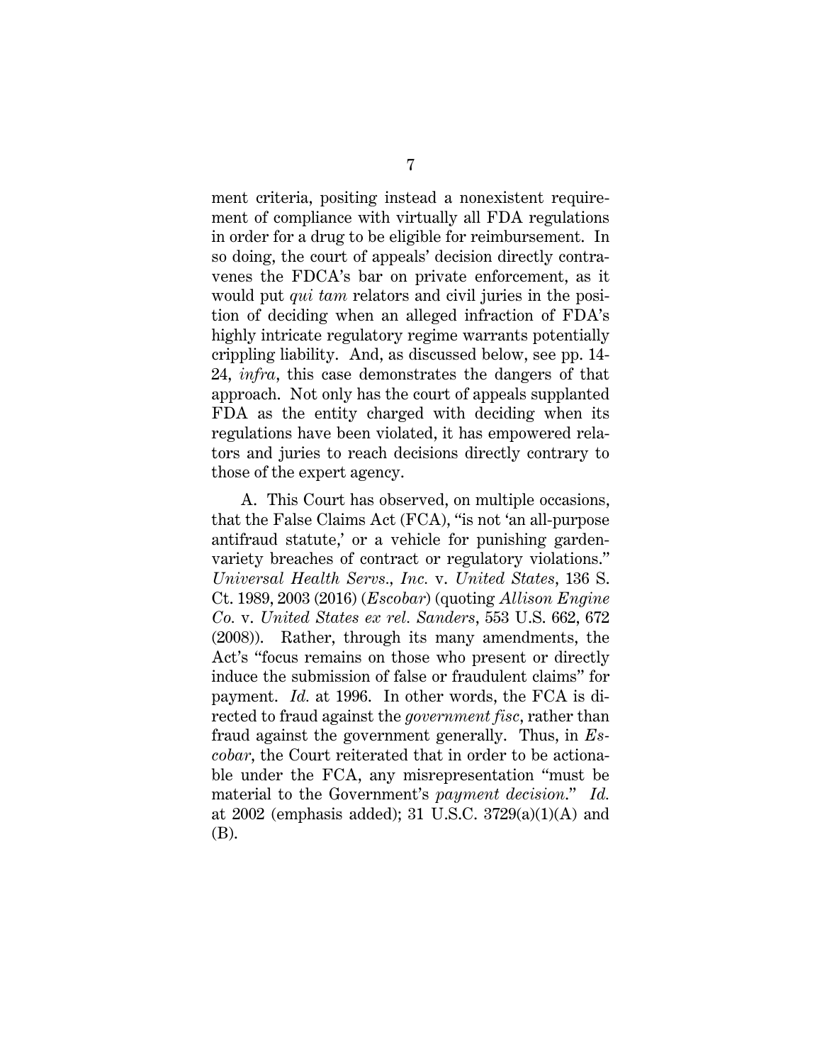ment criteria, positing instead a nonexistent requirement of compliance with virtually all FDA regulations in order for a drug to be eligible for reimbursement. In so doing, the court of appeals' decision directly contravenes the FDCA's bar on private enforcement, as it would put *qui tam* relators and civil juries in the position of deciding when an alleged infraction of FDA's highly intricate regulatory regime warrants potentially crippling liability. And, as discussed below, see pp. 14-24, *infra*, this case demonstrates the dangers of that approach. Not only has the court of appeals supplanted FDA as the entity charged with deciding when its regulations have been violated, it has empowered relators and juries to reach decisions directly contrary to those of the expert agency.

A. This Court has observed, on multiple occasions, that the False Claims Act (FCA), "is not 'an all-purpose antifraud statute,' or a vehicle for punishing garden-variety breaches of contract or regulatory violations." *Universal Health Servs., Inc.* v. *United States*, 136 S. Ct. 1989, 2003 (2016) (*Escobar*) (quoting *Allison Engine Co.* v. *United States ex rel. Sanders*, 553 U.S. 662, 672 (2008)). Rather, through its many amendments, the Act's "focus remains on those who present or directly induce the submission of false or fraudulent claims" for payment. *Id.* at 1996. In other words, the FCA is directed to fraud against the *government fisc*, rather than fraud against the government generally. Thus, in *Escobar*, the Court reiterated that in order to be actionable under the FCA, any misrepresentation "must be material to the Government's *payment decision*." *Id.* at 2002 (emphasis added); 31 U.S.C. 3729(a)(1)(A) and (B).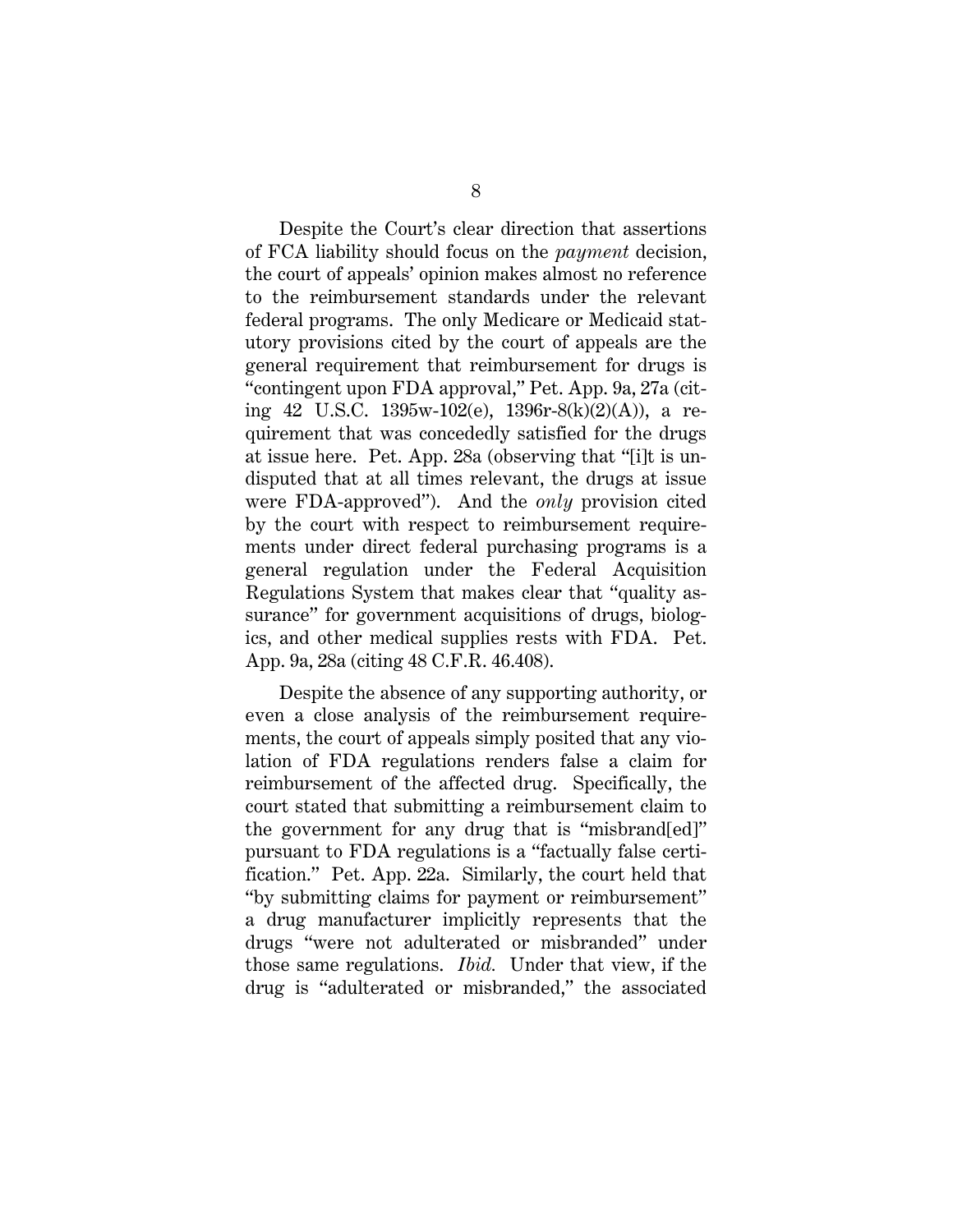Despite the Court's clear direction that assertions of FCA liability should focus on the *payment* decision, the court of appeals' opinion makes almost no reference to the reimbursement standards under the relevant federal programs. The only Medicare or Medicaid statutory provisions cited by the court of appeals are the general requirement that reimbursement for drugs is "contingent upon FDA approval," Pet. App. 9a, 27a (citing 42 U.S.C. 1395w-102(e), 1396r-8(k)(2)(A)), a requirement that was concededly satisfied for the drugs at issue here. Pet. App. 28a (observing that "[i]t is undisputed that at all times relevant, the drugs at issue were FDA-approved"). And the *only* provision cited by the court with respect to reimbursement requirements under direct federal purchasing programs is a general regulation under the Federal Acquisition Regulations System that makes clear that "quality assurance" for government acquisitions of drugs, biologics, and other medical supplies rests with FDA. Pet. App. 9a, 28a (citing 48 C.F.R. 46.408).

Despite the absence of any supporting authority, or even a close analysis of the reimbursement requirements, the court of appeals simply posited that any violation of FDA regulations renders false a claim for reimbursement of the affected drug. Specifically, the court stated that submitting a reimbursement claim to the government for any drug that is "misbrand[ed]" pursuant to FDA regulations is a "factually false certification." Pet. App. 22a. Similarly, the court held that "by submitting claims for payment or reimbursement" a drug manufacturer implicitly represents that the drugs "were not adulterated or misbranded" under those same regulations. *Ibid.* Under that view, if the drug is "adulterated or misbranded," the associated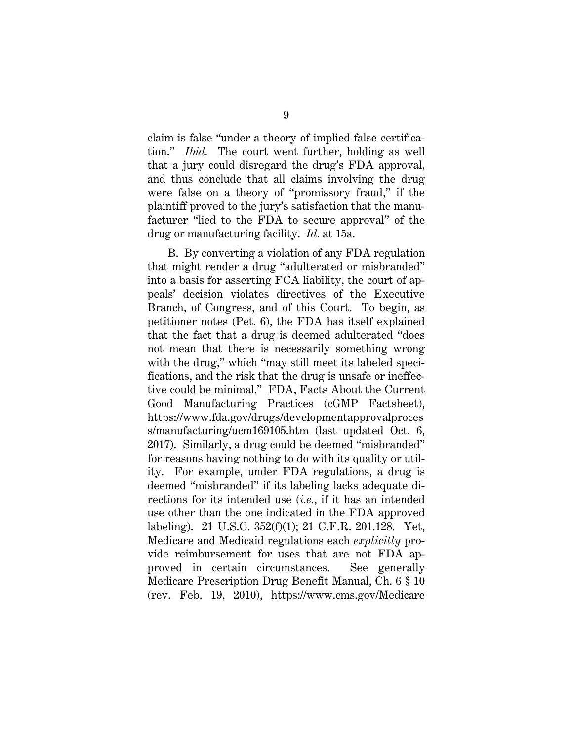claim is false "under a theory of implied false certification." *Ibid.* The court went further, holding as well that a jury could disregard the drug's FDA approval, and thus conclude that all claims involving the drug were false on a theory of "promissory fraud," if the plaintiff proved to the jury's satisfaction that the manufacturer "lied to the FDA to secure approval" of the drug or manufacturing facility. *Id.* at 15a.

B. By converting a violation of any FDA regulation that might render a drug "adulterated or misbranded" into a basis for asserting FCA liability, the court of appeals' decision violates directives of the Executive Branch, of Congress, and of this Court. To begin, as petitioner notes (Pet. 6), the FDA has itself explained that the fact that a drug is deemed adulterated "does not mean that there is necessarily something wrong with the drug," which "may still meet its labeled specifications, and the risk that the drug is unsafe or ineffective could be minimal." FDA, Facts About the Current Good Manufacturing Practices (cGMP Factsheet), https://www.fda.gov/drugs/developmentapprovalprocess/manufacturing/ucm169105.htm (last updated Oct. 6, 2017). Similarly, a drug could be deemed "misbranded" for reasons having nothing to do with its quality or utility. For example, under FDA regulations, a drug is deemed "misbranded" if its labeling lacks adequate directions for its intended use (*i.e.*, if it has an intended use other than the one indicated in the FDA approved labeling). 21 U.S.C. 352(f)(1); 21 C.F.R. 201.128. Yet, Medicare and Medicaid regulations each *explicitly* provide reimbursement for uses that are not FDA approved in certain circumstances. See generally Medicare Prescription Drug Benefit Manual, Ch. 6 § 10 (rev. Feb. 19, 2010), https://www.cms.gov/Medicare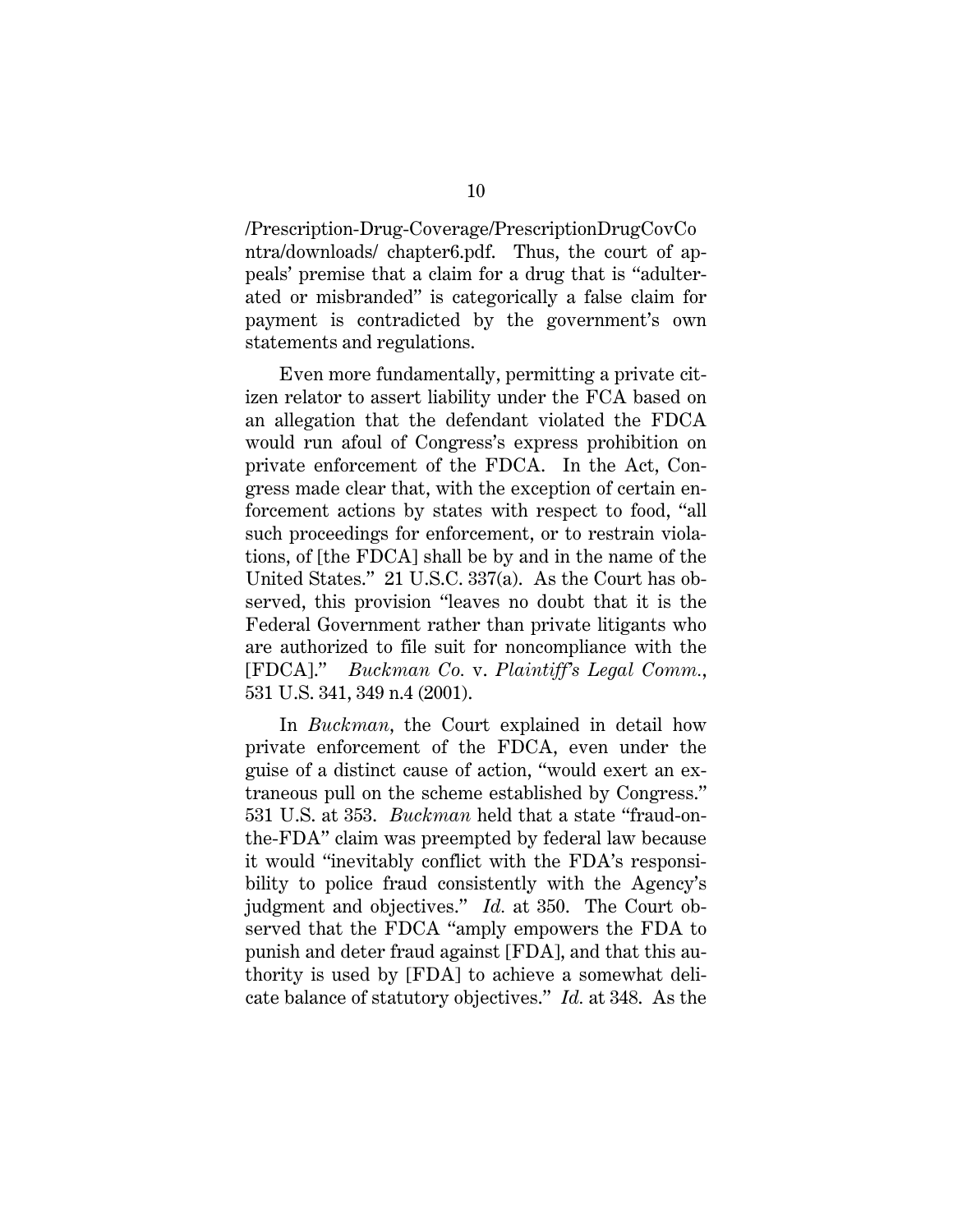/Prescription-Drug-Coverage/PrescriptionDrugCovContra/downloads/ chapter6.pdf. Thus, the court of appeals' premise that a claim for a drug that is "adulterated or misbranded" is categorically a false claim for payment is contradicted by the government's own statements and regulations.

Even more fundamentally, permitting a private citizen relator to assert liability under the FCA based on an allegation that the defendant violated the FDCA would run afoul of Congress's express prohibition on private enforcement of the FDCA. In the Act, Congress made clear that, with the exception of certain enforcement actions by states with respect to food, "all such proceedings for enforcement, or to restrain violations, of [the FDCA] shall be by and in the name of the United States." 21 U.S.C. 337(a). As the Court has observed, this provision "leaves no doubt that it is the Federal Government rather than private litigants who are authorized to file suit for noncompliance with the [FDCA]." *Buckman Co.* v. *Plaintiff's Legal Comm.*, 531 U.S. 341, 349 n.4 (2001).

In *Buckman*, the Court explained in detail how private enforcement of the FDCA, even under the guise of a distinct cause of action, "would exert an extraneous pull on the scheme established by Congress." 531 U.S. at 353. *Buckman* held that a state "fraud-on-the-FDA" claim was preempted by federal law because it would "inevitably conflict with the FDA's responsibility to police fraud consistently with the Agency's judgment and objectives." *Id.* at 350. The Court observed that the FDCA "amply empowers the FDA to punish and deter fraud against [FDA], and that this authority is used by [FDA] to achieve a somewhat delicate balance of statutory objectives." *Id.* at 348. As the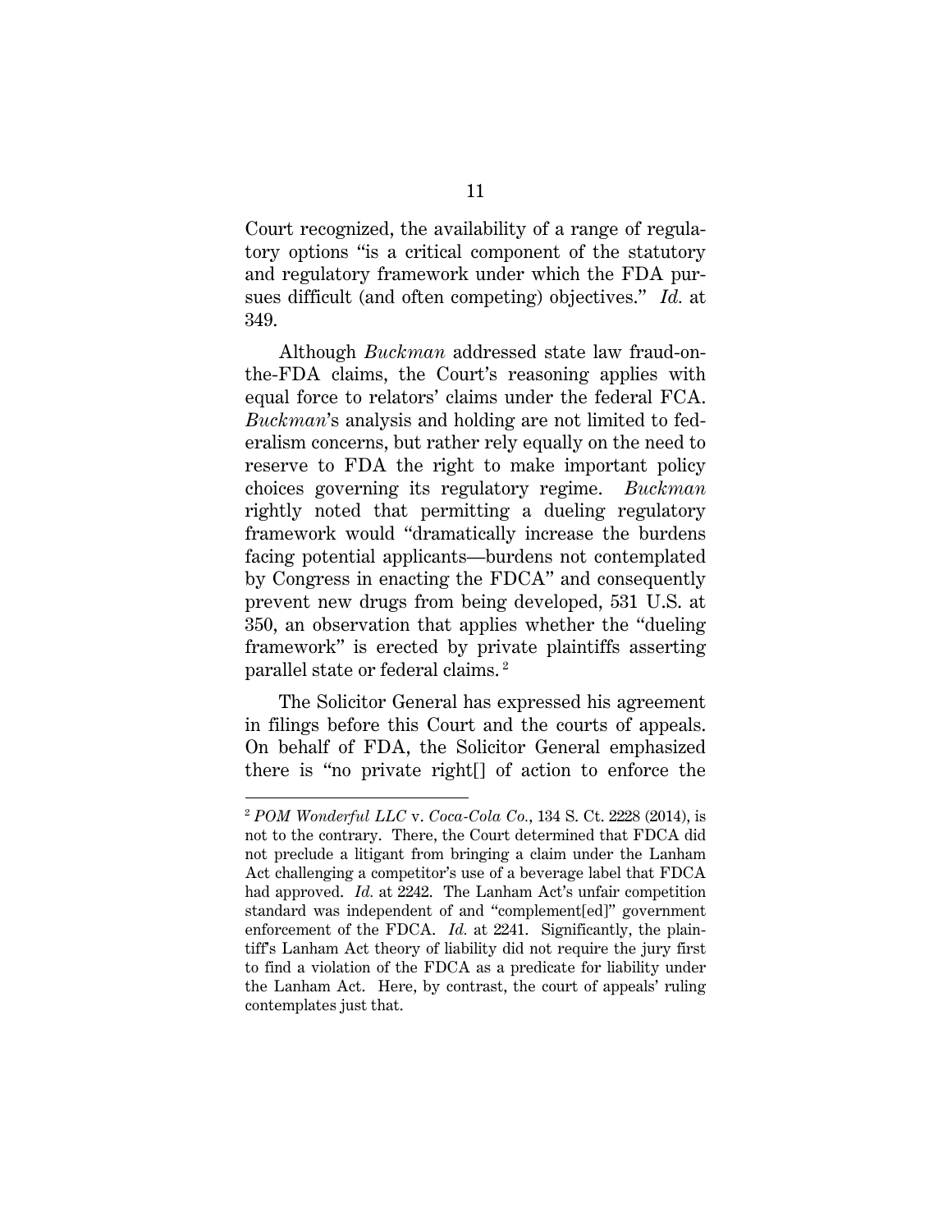Court recognized, the availability of a range of regulatory options "is a critical component of the statutory and regulatory framework under which the FDA pursues difficult (and often competing) objectives." *Id.* at 349.

Although *Buckman* addressed state law fraud-on-the-FDA claims, the Court's reasoning applies with equal force to relators' claims under the federal FCA. *Buckman*'s analysis and holding are not limited to federalism concerns, but rather rely equally on the need to reserve to FDA the right to make important policy choices governing its regulatory regime. *Buckman* rightly noted that permitting a dueling regulatory framework would "dramatically increase the burdens facing potential applicants—burdens not contemplated by Congress in enacting the FDCA" and consequently prevent new drugs from being developed, 531 U.S. at 350, an observation that applies whether the "dueling framework" is erected by private plaintiffs asserting parallel state or federal claims.[2]

The Solicitor General has expressed his agreement in filings before this Court and the courts of appeals. On behalf of FDA, the Solicitor General emphasized there is "no private right[] of action to enforce the

---

[2] *POM Wonderful LLC* v. *Coca-Cola Co.*, 134 S. Ct. 2228 (2014), is not to the contrary. There, the Court determined that FDCA did not preclude a litigant from bringing a claim under the Lanham Act challenging a competitor's use of a beverage label that FDCA had approved. *Id.* at 2242. The Lanham Act's unfair competition standard was independent of and "complement[ed]" government enforcement of the FDCA. *Id.* at 2241. Significantly, the plaintiff's Lanham Act theory of liability did not require the jury first to find a violation of the FDCA as a predicate for liability under the Lanham Act. Here, by contrast, the court of appeals' ruling contemplates just that.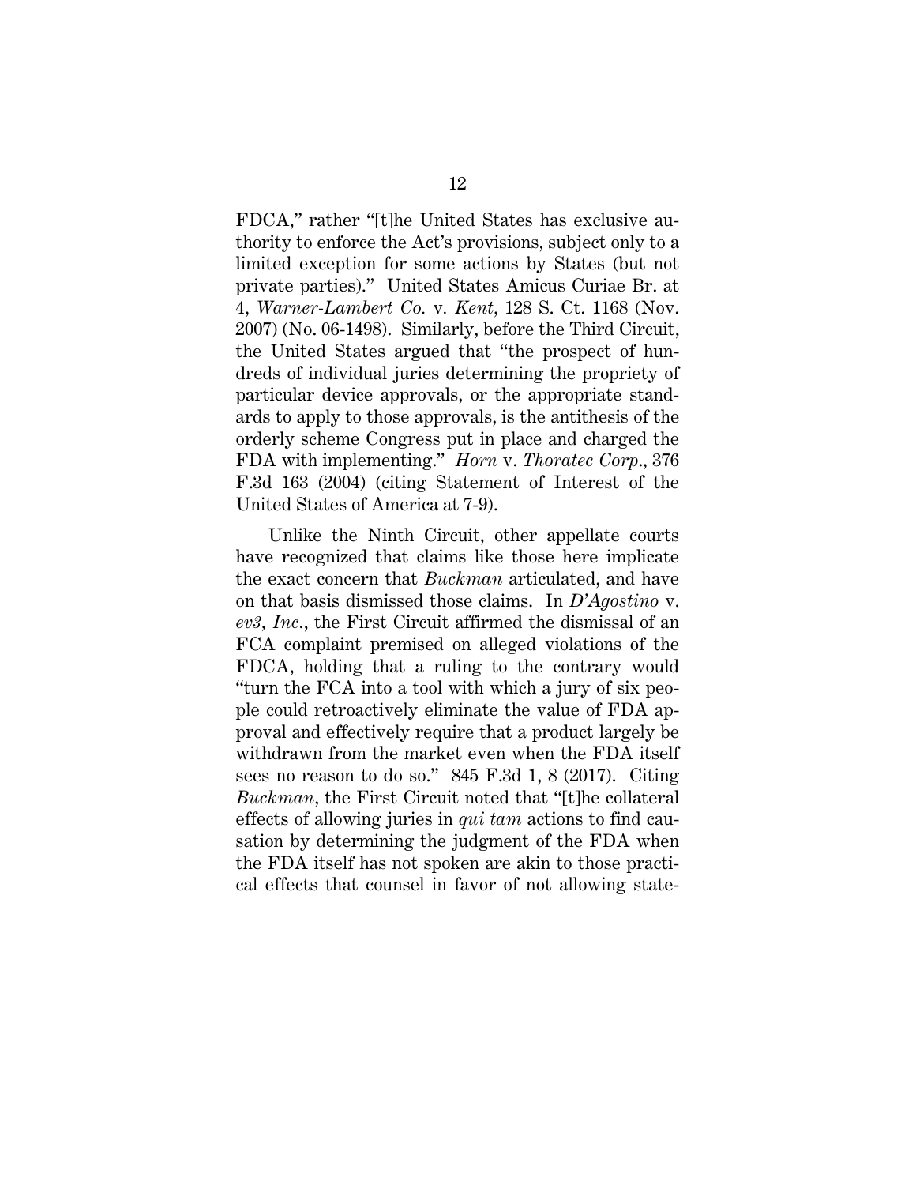FDCA," rather "[t]he United States has exclusive authority to enforce the Act's provisions, subject only to a limited exception for some actions by States (but not private parties)." United States Amicus Curiae Br. at 4, *Warner-Lambert Co.* v. *Kent*, 128 S. Ct. 1168 (Nov. 2007) (No. 06-1498). Similarly, before the Third Circuit, the United States argued that "the prospect of hundreds of individual juries determining the propriety of particular device approvals, or the appropriate standards to apply to those approvals, is the antithesis of the orderly scheme Congress put in place and charged the FDA with implementing." *Horn* v. *Thoratec Corp.*, 376 F.3d 163 (2004) (citing Statement of Interest of the United States of America at 7-9).

Unlike the Ninth Circuit, other appellate courts have recognized that claims like those here implicate the exact concern that *Buckman* articulated, and have on that basis dismissed those claims. In *D'Agostino* v. *ev3, Inc.*, the First Circuit affirmed the dismissal of an FCA complaint premised on alleged violations of the FDCA, holding that a ruling to the contrary would "turn the FCA into a tool with which a jury of six people could retroactively eliminate the value of FDA approval and effectively require that a product largely be withdrawn from the market even when the FDA itself sees no reason to do so." 845 F.3d 1, 8 (2017). Citing *Buckman*, the First Circuit noted that "[t]he collateral effects of allowing juries in *qui tam* actions to find causation by determining the judgment of the FDA when the FDA itself has not spoken are akin to those practical effects that counsel in favor of not allowing state-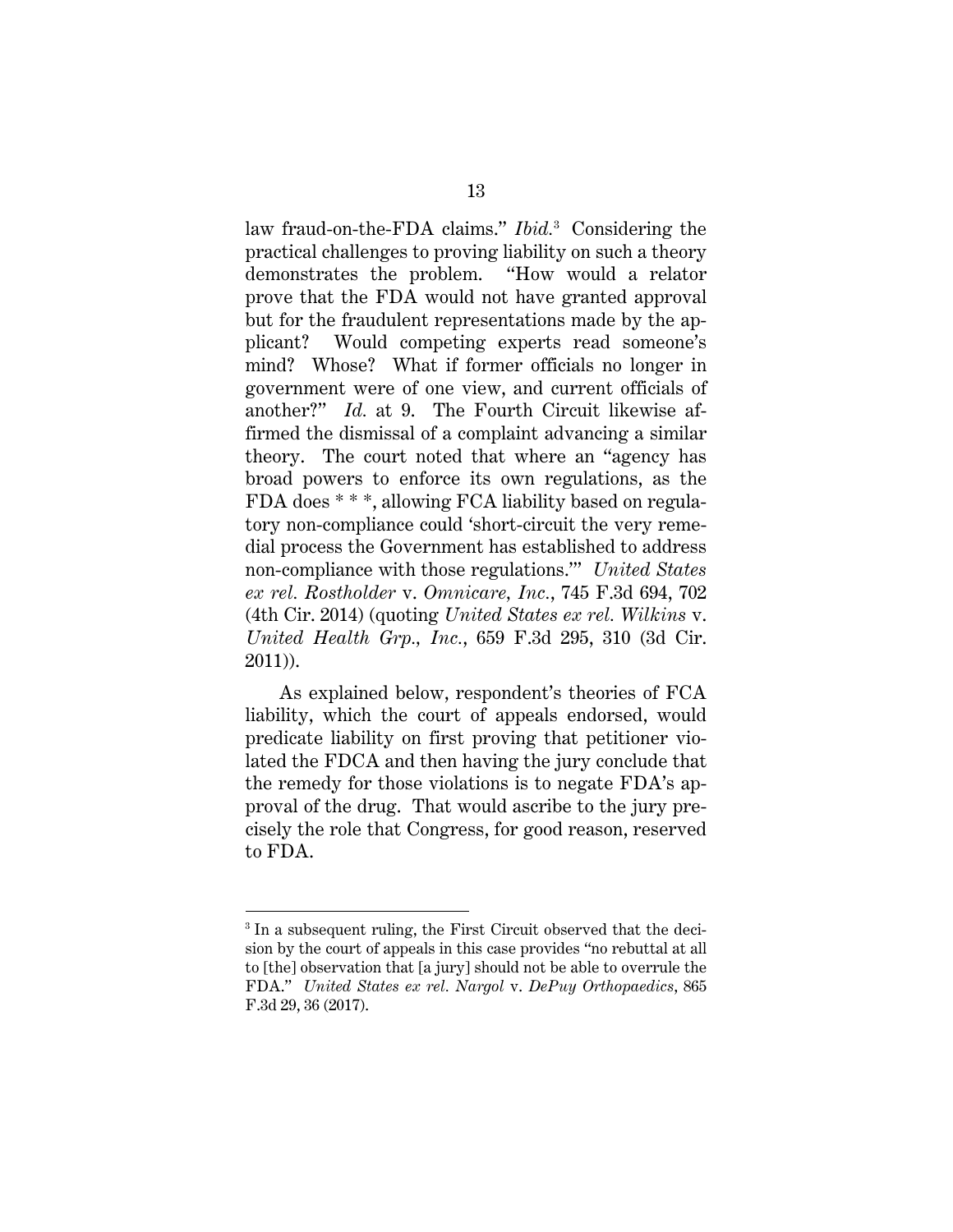law fraud-on-the-FDA claims." *Ibid.*[3] Considering the practical challenges to proving liability on such a theory demonstrates the problem. "How would a relator prove that the FDA would not have granted approval but for the fraudulent representations made by the applicant? Would competing experts read someone's mind? Whose? What if former officials no longer in government were of one view, and current officials of another?" *Id.* at 9. The Fourth Circuit likewise affirmed the dismissal of a complaint advancing a similar theory. The court noted that where an "agency has broad powers to enforce its own regulations, as the FDA does * * *, allowing FCA liability based on regulatory non-compliance could 'short-circuit the very remedial process the Government has established to address non-compliance with those regulations.'" *United States ex rel. Rostholder* v. *Omnicare, Inc.*, 745 F.3d 694, 702 (4th Cir. 2014) (quoting *United States ex rel. Wilkins* v. *United Health Grp., Inc.*, 659 F.3d 295, 310 (3d Cir. 2011)).

As explained below, respondent's theories of FCA liability, which the court of appeals endorsed, would predicate liability on first proving that petitioner violated the FDCA and then having the jury conclude that the remedy for those violations is to negate FDA's approval of the drug. That would ascribe to the jury precisely the role that Congress, for good reason, reserved to FDA.

---

[3] In a subsequent ruling, the First Circuit observed that the decision by the court of appeals in this case provides "no rebuttal at all to [the] observation that [a jury] should not be able to overrule the FDA." *United States ex rel. Nargol* v. *DePuy Orthopaedics*, 865 F.3d 29, 36 (2017).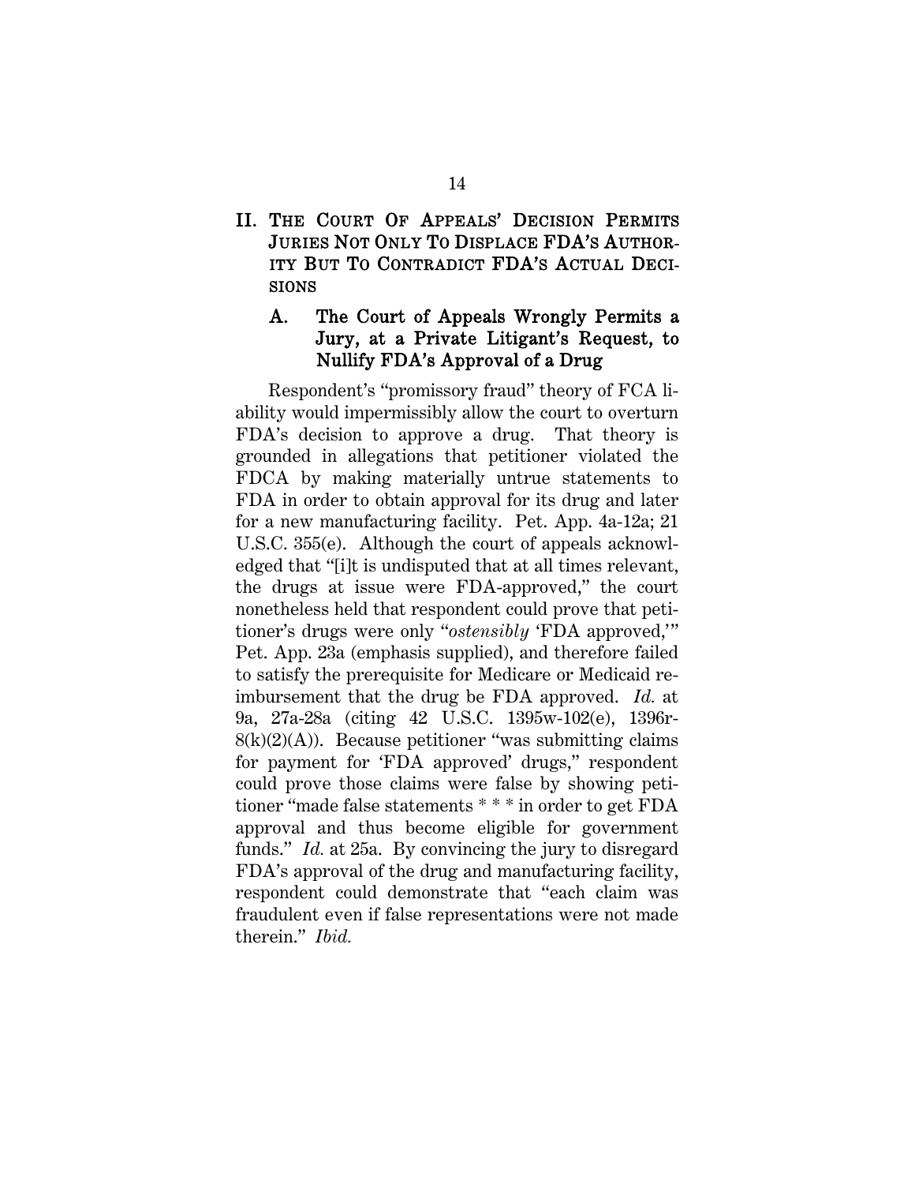## II. THE COURT OF APPEALS' DECISION PERMITS JURIES NOT ONLY TO DISPLACE FDA'S AUTHORITY BUT TO CONTRADICT FDA'S ACTUAL DECISIONS

### A. The Court of Appeals Wrongly Permits a Jury, at a Private Litigant's Request, to Nullify FDA's Approval of a Drug

Respondent's "promissory fraud" theory of FCA liability would impermissibly allow the court to overturn FDA's decision to approve a drug. That theory is grounded in allegations that petitioner violated the FDCA by making materially untrue statements to FDA in order to obtain approval for its drug and later for a new manufacturing facility. Pet. App. 4a-12a; 21 U.S.C. 355(e). Although the court of appeals acknowledged that "[i]t is undisputed that at all times relevant, the drugs at issue were FDA-approved," the court nonetheless held that respondent could prove that petitioner's drugs were only "*ostensibly* 'FDA approved,'" Pet. App. 23a (emphasis supplied), and therefore failed to satisfy the prerequisite for Medicare or Medicaid reimbursement that the drug be FDA approved. *Id.* at 9a, 27a-28a (citing 42 U.S.C. 1395w-102(e), 1396r-8(k)(2)(A)). Because petitioner "was submitting claims for payment for 'FDA approved' drugs," respondent could prove those claims were false by showing petitioner "made false statements * * * in order to get FDA approval and thus become eligible for government funds." *Id.* at 25a. By convincing the jury to disregard FDA's approval of the drug and manufacturing facility, respondent could demonstrate that "each claim was fraudulent even if false representations were not made therein." *Ibid.*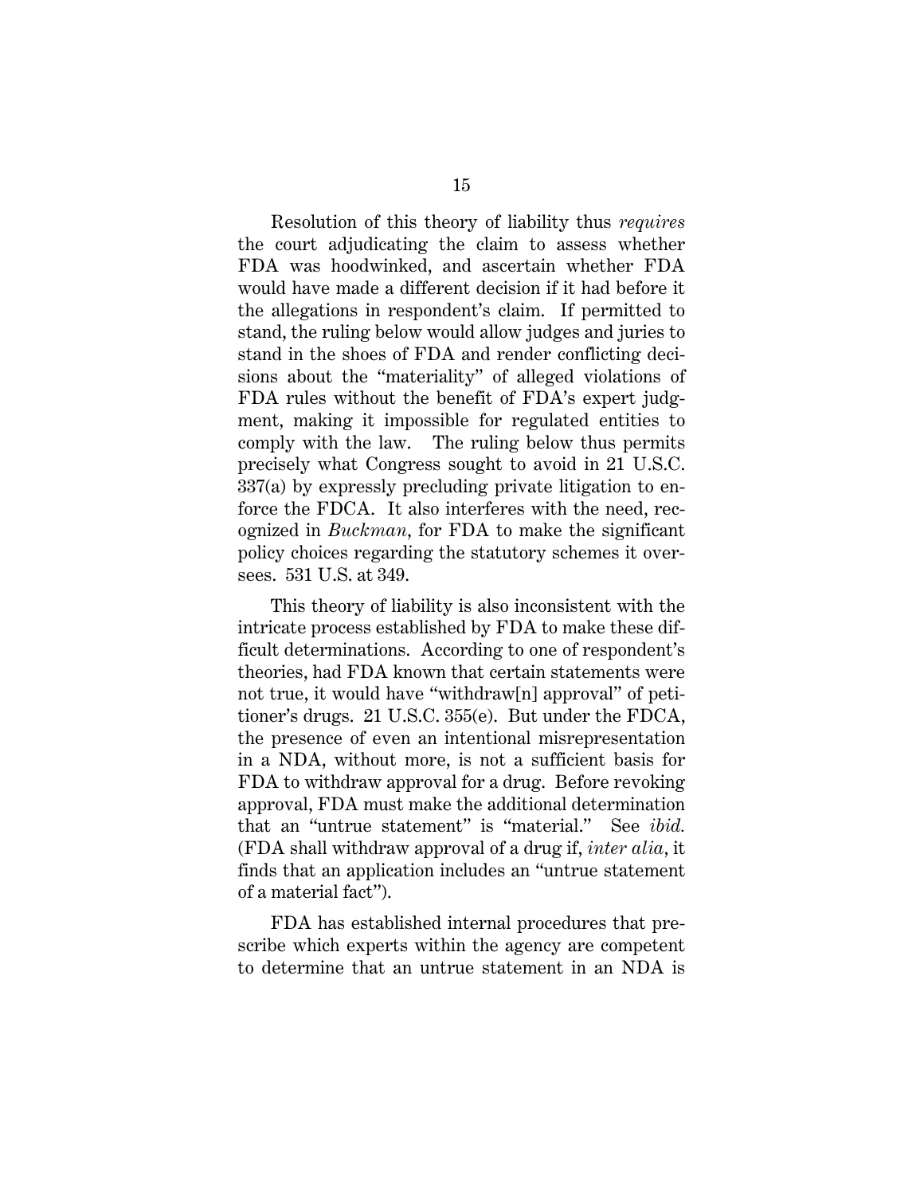Resolution of this theory of liability thus *requires* the court adjudicating the claim to assess whether FDA was hoodwinked, and ascertain whether FDA would have made a different decision if it had before it the allegations in respondent's claim. If permitted to stand, the ruling below would allow judges and juries to stand in the shoes of FDA and render conflicting decisions about the "materiality" of alleged violations of FDA rules without the benefit of FDA's expert judgment, making it impossible for regulated entities to comply with the law. The ruling below thus permits precisely what Congress sought to avoid in 21 U.S.C. 337(a) by expressly precluding private litigation to enforce the FDCA. It also interferes with the need, recognized in *Buckman*, for FDA to make the significant policy choices regarding the statutory schemes it oversees. 531 U.S. at 349.

This theory of liability is also inconsistent with the intricate process established by FDA to make these difficult determinations. According to one of respondent's theories, had FDA known that certain statements were not true, it would have "withdraw[n] approval" of petitioner's drugs. 21 U.S.C. 355(e). But under the FDCA, the presence of even an intentional misrepresentation in a NDA, without more, is not a sufficient basis for FDA to withdraw approval for a drug. Before revoking approval, FDA must make the additional determination that an "untrue statement" is "material." See *ibid.* (FDA shall withdraw approval of a drug if, *inter alia*, it finds that an application includes an "untrue statement of a material fact").

FDA has established internal procedures that prescribe which experts within the agency are competent to determine that an untrue statement in an NDA is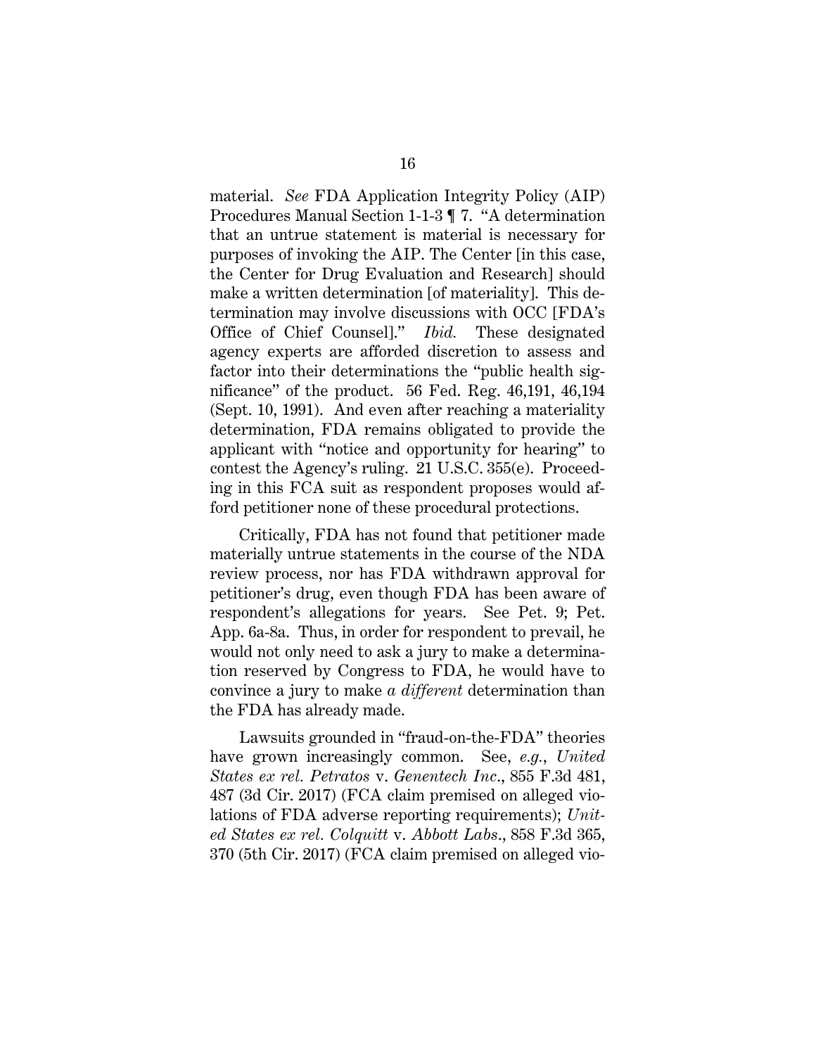material. *See* FDA Application Integrity Policy (AIP) Procedures Manual Section 1-1-3 ¶ 7. "A determination that an untrue statement is material is necessary for purposes of invoking the AIP. The Center [in this case, the Center for Drug Evaluation and Research] should make a written determination [of materiality]. This determination may involve discussions with OCC [FDA's Office of Chief Counsel]." *Ibid.* These designated agency experts are afforded discretion to assess and factor into their determinations the "public health significance" of the product. 56 Fed. Reg. 46,191, 46,194 (Sept. 10, 1991). And even after reaching a materiality determination, FDA remains obligated to provide the applicant with "notice and opportunity for hearing" to contest the Agency's ruling. 21 U.S.C. 355(e). Proceeding in this FCA suit as respondent proposes would afford petitioner none of these procedural protections.

Critically, FDA has not found that petitioner made materially untrue statements in the course of the NDA review process, nor has FDA withdrawn approval for petitioner's drug, even though FDA has been aware of respondent's allegations for years. See Pet. 9; Pet. App. 6a-8a. Thus, in order for respondent to prevail, he would not only need to ask a jury to make a determination reserved by Congress to FDA, he would have to convince a jury to make *a different* determination than the FDA has already made.

Lawsuits grounded in "fraud-on-the-FDA" theories have grown increasingly common. See, *e.g.*, *United States ex rel. Petratos* v. *Genentech Inc.*, 855 F.3d 481, 487 (3d Cir. 2017) (FCA claim premised on alleged violations of FDA adverse reporting requirements); *United States ex rel. Colquitt* v. *Abbott Labs.*, 858 F.3d 365, 370 (5th Cir. 2017) (FCA claim premised on alleged vio-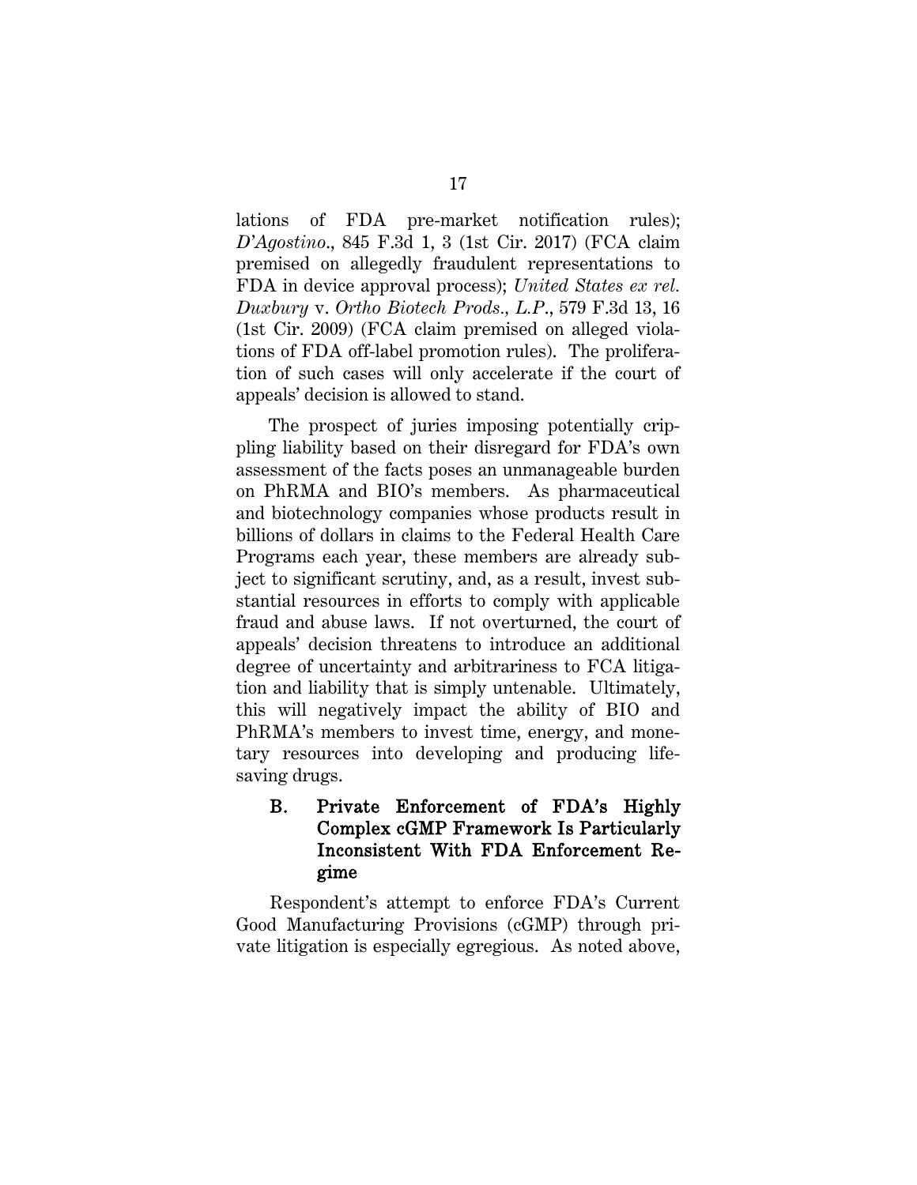lations of FDA pre-market notification rules); *D'Agostino.*, 845 F.3d 1, 3 (1st Cir. 2017) (FCA claim premised on allegedly fraudulent representations to FDA in device approval process); *United States ex rel. Duxbury* v. *Ortho Biotech Prods., L.P.*, 579 F.3d 13, 16 (1st Cir. 2009) (FCA claim premised on alleged violations of FDA off-label promotion rules). The proliferation of such cases will only accelerate if the court of appeals' decision is allowed to stand.

The prospect of juries imposing potentially crippling liability based on their disregard for FDA's own assessment of the facts poses an unmanageable burden on PhRMA and BIO's members. As pharmaceutical and biotechnology companies whose products result in billions of dollars in claims to the Federal Health Care Programs each year, these members are already subject to significant scrutiny, and, as a result, invest substantial resources in efforts to comply with applicable fraud and abuse laws. If not overturned, the court of appeals' decision threatens to introduce an additional degree of uncertainty and arbitrariness to FCA litigation and liability that is simply untenable. Ultimately, this will negatively impact the ability of BIO and PhRMA's members to invest time, energy, and monetary resources into developing and producing life-saving drugs.

### B. Private Enforcement of FDA's Highly Complex cGMP Framework Is Particularly Inconsistent With FDA Enforcement Regime

Respondent's attempt to enforce FDA's Current Good Manufacturing Provisions (cGMP) through private litigation is especially egregious. As noted above,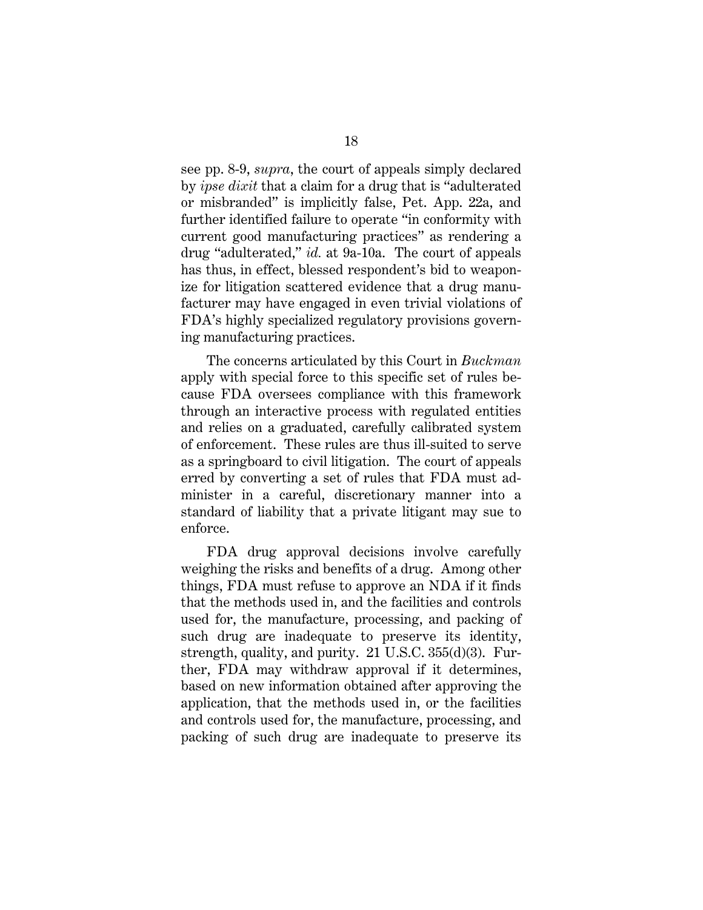see pp. 8-9, *supra*, the court of appeals simply declared by *ipse dixit* that a claim for a drug that is "adulterated or misbranded" is implicitly false, Pet. App. 22a, and further identified failure to operate "in conformity with current good manufacturing practices" as rendering a drug "adulterated," *id.* at 9a-10a. The court of appeals has thus, in effect, blessed respondent's bid to weaponize for litigation scattered evidence that a drug manufacturer may have engaged in even trivial violations of FDA's highly specialized regulatory provisions governing manufacturing practices.

The concerns articulated by this Court in *Buckman* apply with special force to this specific set of rules because FDA oversees compliance with this framework through an interactive process with regulated entities and relies on a graduated, carefully calibrated system of enforcement. These rules are thus ill-suited to serve as a springboard to civil litigation. The court of appeals erred by converting a set of rules that FDA must administer in a careful, discretionary manner into a standard of liability that a private litigant may sue to enforce.

FDA drug approval decisions involve carefully weighing the risks and benefits of a drug. Among other things, FDA must refuse to approve an NDA if it finds that the methods used in, and the facilities and controls used for, the manufacture, processing, and packing of such drug are inadequate to preserve its identity, strength, quality, and purity. 21 U.S.C. 355(d)(3). Further, FDA may withdraw approval if it determines, based on new information obtained after approving the application, that the methods used in, or the facilities and controls used for, the manufacture, processing, and packing of such drug are inadequate to preserve its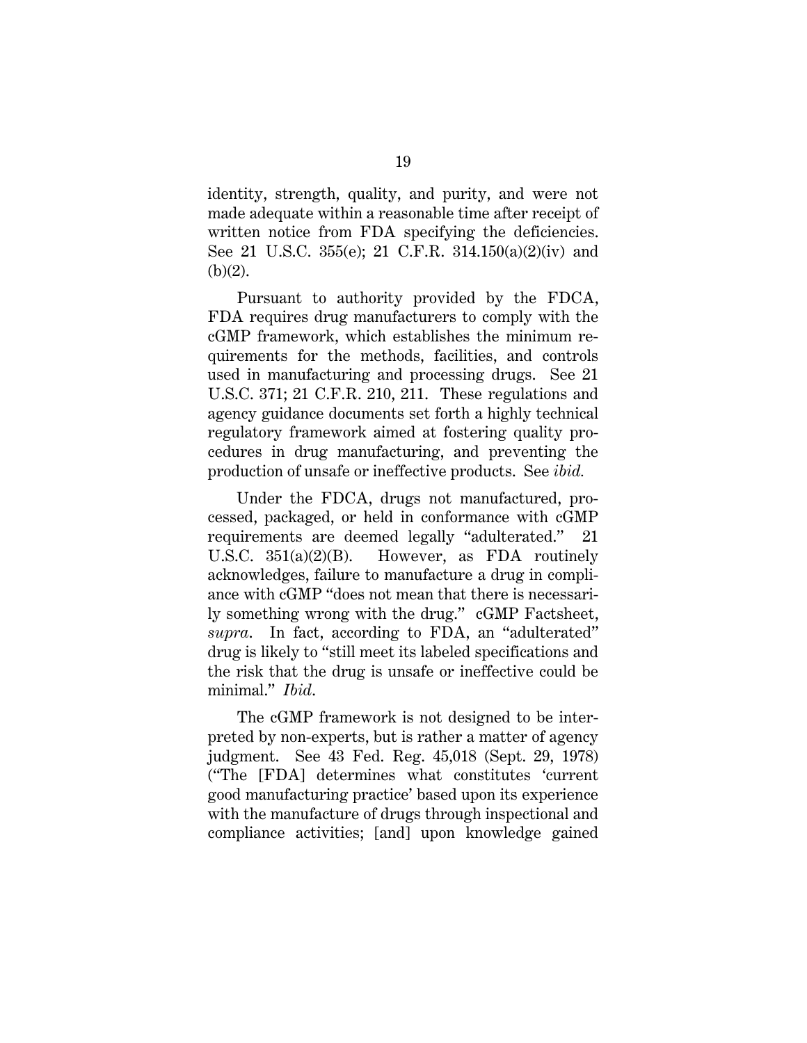identity, strength, quality, and purity, and were not made adequate within a reasonable time after receipt of written notice from FDA specifying the deficiencies. See 21 U.S.C. 355(e); 21 C.F.R. 314.150(a)(2)(iv) and (b)(2).

Pursuant to authority provided by the FDCA, FDA requires drug manufacturers to comply with the cGMP framework, which establishes the minimum requirements for the methods, facilities, and controls used in manufacturing and processing drugs. See 21 U.S.C. 371; 21 C.F.R. 210, 211. These regulations and agency guidance documents set forth a highly technical regulatory framework aimed at fostering quality procedures in drug manufacturing, and preventing the production of unsafe or ineffective products. See *ibid.*

Under the FDCA, drugs not manufactured, processed, packaged, or held in conformance with cGMP requirements are deemed legally "adulterated." 21 U.S.C. 351(a)(2)(B). However, as FDA routinely acknowledges, failure to manufacture a drug in compliance with cGMP "does not mean that there is necessarily something wrong with the drug." cGMP Factsheet, *supra*. In fact, according to FDA, an "adulterated" drug is likely to "still meet its labeled specifications and the risk that the drug is unsafe or ineffective could be minimal." *Ibid*.

The cGMP framework is not designed to be interpreted by non-experts, but is rather a matter of agency judgment. See 43 Fed. Reg. 45,018 (Sept. 29, 1978) ("The [FDA] determines what constitutes 'current good manufacturing practice' based upon its experience with the manufacture of drugs through inspectional and compliance activities; [and] upon knowledge gained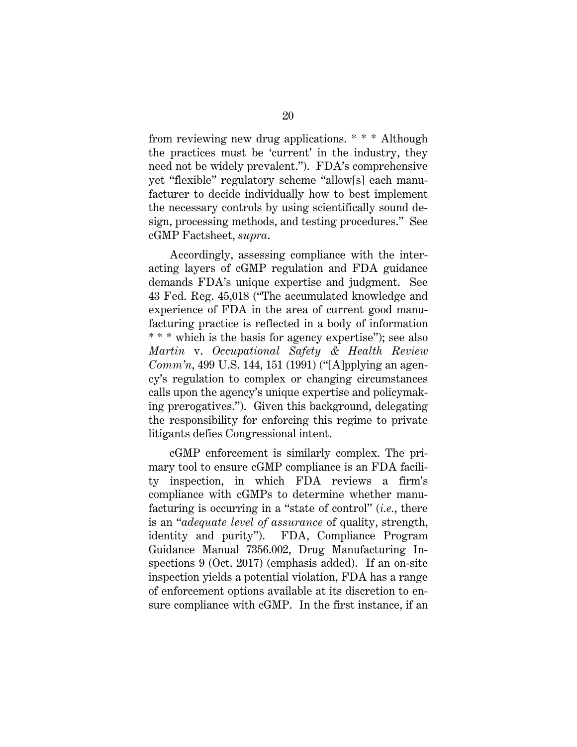from reviewing new drug applications. * * * Although the practices must be 'current' in the industry, they need not be widely prevalent."). FDA's comprehensive yet "flexible" regulatory scheme "allow[s] each manufacturer to decide individually how to best implement the necessary controls by using scientifically sound design, processing methods, and testing procedures." See cGMP Factsheet, *supra*.

Accordingly, assessing compliance with the interacting layers of cGMP regulation and FDA guidance demands FDA's unique expertise and judgment. See 43 Fed. Reg. 45,018 ("The accumulated knowledge and experience of FDA in the area of current good manufacturing practice is reflected in a body of information * * * which is the basis for agency expertise"); see also *Martin* v. *Occupational Safety & Health Review Comm'n*, 499 U.S. 144, 151 (1991) ("[A]pplying an agency's regulation to complex or changing circumstances calls upon the agency's unique expertise and policymaking prerogatives."). Given this background, delegating the responsibility for enforcing this regime to private litigants defies Congressional intent.

cGMP enforcement is similarly complex. The primary tool to ensure cGMP compliance is an FDA facility inspection, in which FDA reviews a firm's compliance with cGMPs to determine whether manufacturing is occurring in a "state of control" (*i.e.*, there is an "*adequate level of assurance* of quality, strength, identity and purity"). FDA, Compliance Program Guidance Manual 7356.002, Drug Manufacturing Inspections 9 (Oct. 2017) (emphasis added). If an on-site inspection yields a potential violation, FDA has a range of enforcement options available at its discretion to ensure compliance with cGMP. In the first instance, if an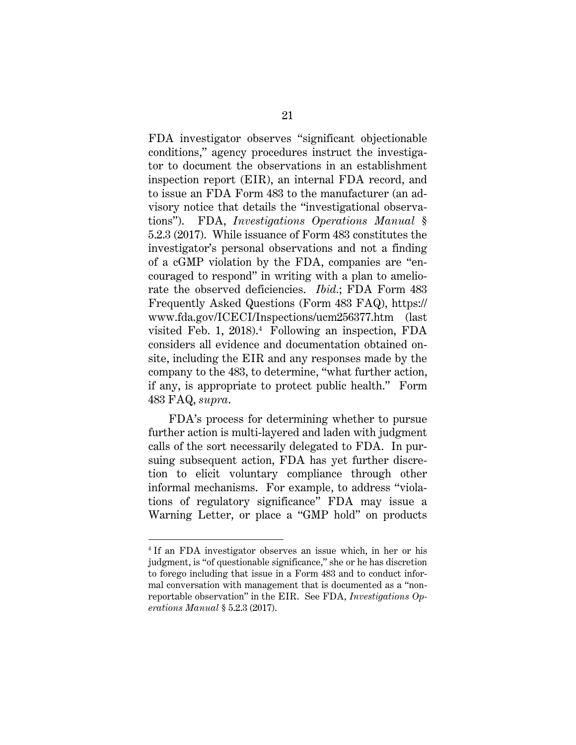FDA investigator observes "significant objectionable conditions," agency procedures instruct the investigator to document the observations in an establishment inspection report (EIR), an internal FDA record, and to issue an FDA Form 483 to the manufacturer (an advisory notice that details the "investigational observations"). FDA, *Investigations Operations Manual* § 5.2.3 (2017). While issuance of Form 483 constitutes the investigator's personal observations and not a finding of a cGMP violation by the FDA, companies are "encouraged to respond" in writing with a plan to ameliorate the observed deficiencies. *Ibid.*; FDA Form 483 Frequently Asked Questions (Form 483 FAQ), https://www.fda.gov/ICECI/Inspections/ucm256377.htm (last visited Feb. 1, 2018).[4] Following an inspection, FDA considers all evidence and documentation obtained onsite, including the EIR and any responses made by the company to the 483, to determine, "what further action, if any, is appropriate to protect public health." Form 483 FAQ, *supra*.

FDA's process for determining whether to pursue further action is multi-layered and laden with judgment calls of the sort necessarily delegated to FDA. In pursuing subsequent action, FDA has yet further discretion to elicit voluntary compliance through other informal mechanisms. For example, to address "violations of regulatory significance" FDA may issue a Warning Letter, or place a "GMP hold" on products

---

[4] If an FDA investigator observes an issue which, in her or his judgment, is "of questionable significance," she or he has discretion to forego including that issue in a Form 483 and to conduct informal conversation with management that is documented as a "non-reportable observation" in the EIR. See FDA, *Investigations Operations Manual* § 5.2.3 (2017).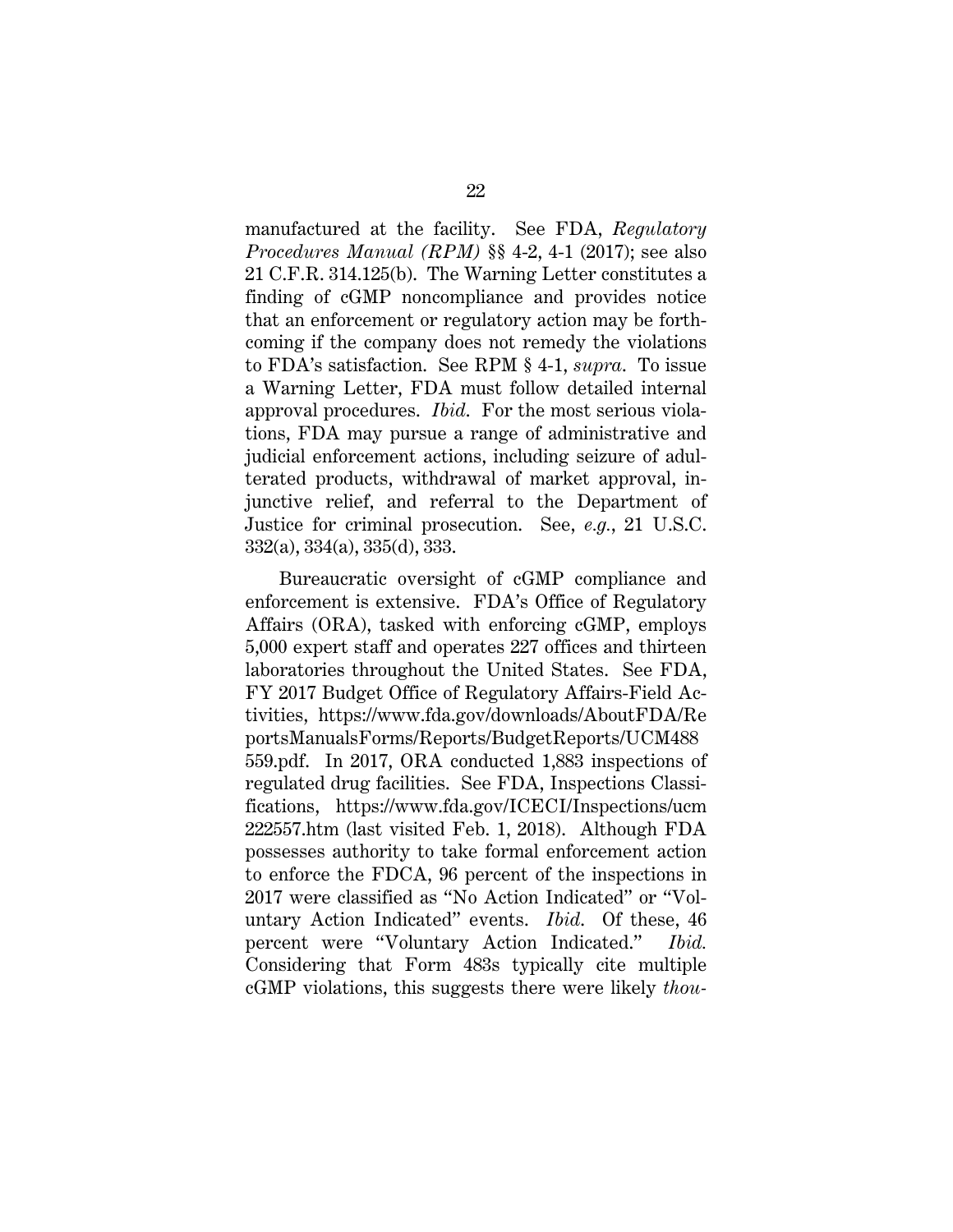manufactured at the facility. See FDA, *Regulatory Procedures Manual (RPM)* §§ 4-2, 4-1 (2017); see also 21 C.F.R. 314.125(b). The Warning Letter constitutes a finding of cGMP noncompliance and provides notice that an enforcement or regulatory action may be forthcoming if the company does not remedy the violations to FDA's satisfaction. See RPM § 4-1, *supra*. To issue a Warning Letter, FDA must follow detailed internal approval procedures. *Ibid*. For the most serious violations, FDA may pursue a range of administrative and judicial enforcement actions, including seizure of adulterated products, withdrawal of market approval, injunctive relief, and referral to the Department of Justice for criminal prosecution. See, *e.g.*, 21 U.S.C. 332(a), 334(a), 335(d), 333.

Bureaucratic oversight of cGMP compliance and enforcement is extensive. FDA's Office of Regulatory Affairs (ORA), tasked with enforcing cGMP, employs 5,000 expert staff and operates 227 offices and thirteen laboratories throughout the United States. See FDA, FY 2017 Budget Office of Regulatory Affairs-Field Activities, https://www.fda.gov/downloads/AboutFDA/ReportsManualsForms/Reports/BudgetReports/UCM488559.pdf. In 2017, ORA conducted 1,883 inspections of regulated drug facilities. See FDA, Inspections Classifications, https://www.fda.gov/ICECI/Inspections/ucm222557.htm (last visited Feb. 1, 2018). Although FDA possesses authority to take formal enforcement action to enforce the FDCA, 96 percent of the inspections in 2017 were classified as "No Action Indicated" or "Voluntary Action Indicated" events. *Ibid*. Of these, 46 percent were "Voluntary Action Indicated." *Ibid.* Considering that Form 483s typically cite multiple cGMP violations, this suggests there were likely *thou-*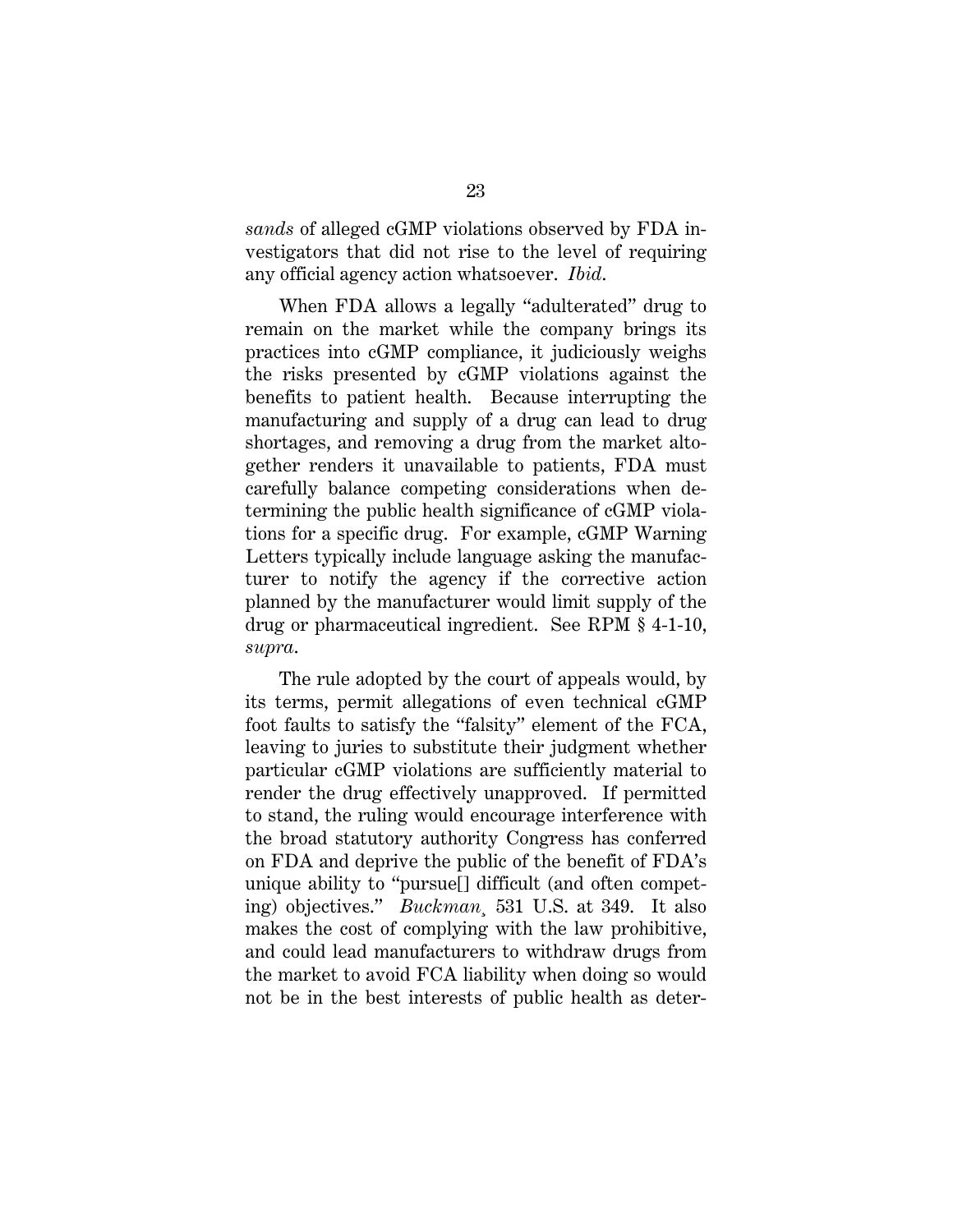*sands* of alleged cGMP violations observed by FDA investigators that did not rise to the level of requiring any official agency action whatsoever. *Ibid*.

When FDA allows a legally "adulterated" drug to remain on the market while the company brings its practices into cGMP compliance, it judiciously weighs the risks presented by cGMP violations against the benefits to patient health. Because interrupting the manufacturing and supply of a drug can lead to drug shortages, and removing a drug from the market altogether renders it unavailable to patients, FDA must carefully balance competing considerations when determining the public health significance of cGMP violations for a specific drug. For example, cGMP Warning Letters typically include language asking the manufacturer to notify the agency if the corrective action planned by the manufacturer would limit supply of the drug or pharmaceutical ingredient. See RPM § 4-1-10, *supra*.

The rule adopted by the court of appeals would, by its terms, permit allegations of even technical cGMP foot faults to satisfy the "falsity" element of the FCA, leaving to juries to substitute their judgment whether particular cGMP violations are sufficiently material to render the drug effectively unapproved. If permitted to stand, the ruling would encourage interference with the broad statutory authority Congress has conferred on FDA and deprive the public of the benefit of FDA's unique ability to "pursue[] difficult (and often competing) objectives." *Buckman*, 531 U.S. at 349. It also makes the cost of complying with the law prohibitive, and could lead manufacturers to withdraw drugs from the market to avoid FCA liability when doing so would not be in the best interests of public health as deter-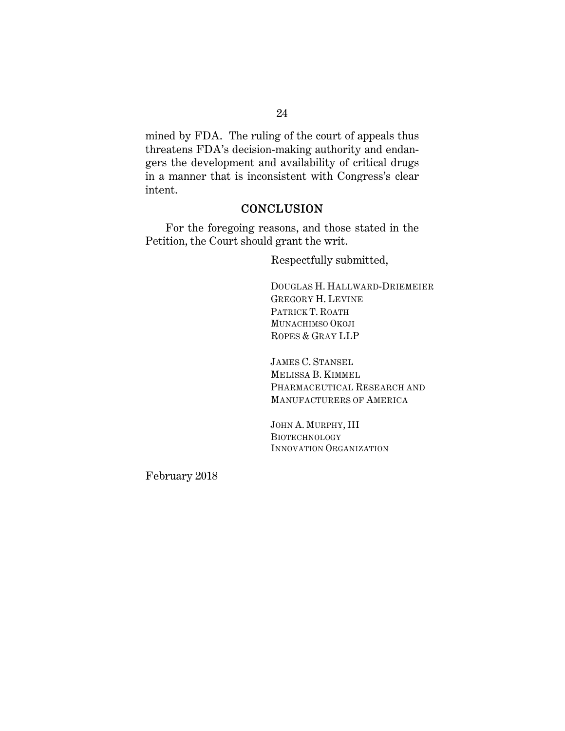mined by FDA. The ruling of the court of appeals thus threatens FDA's decision-making authority and endangers the development and availability of critical drugs in a manner that is inconsistent with Congress's clear intent.

## CONCLUSION

For the foregoing reasons, and those stated in the Petition, the Court should grant the writ.

Respectfully submitted,

DOUGLAS H. HALLWARD-DRIEMEIER
GREGORY H. LEVINE
PATRICK T. ROATH
MUNACHIMSO OKOJI
ROPES & GRAY LLP

JAMES C. STANSEL
MELISSA B. KIMMEL
PHARMACEUTICAL RESEARCH AND MANUFACTURERS OF AMERICA

JOHN A. MURPHY, III
BIOTECHNOLOGY INNOVATION ORGANIZATION

February 2018